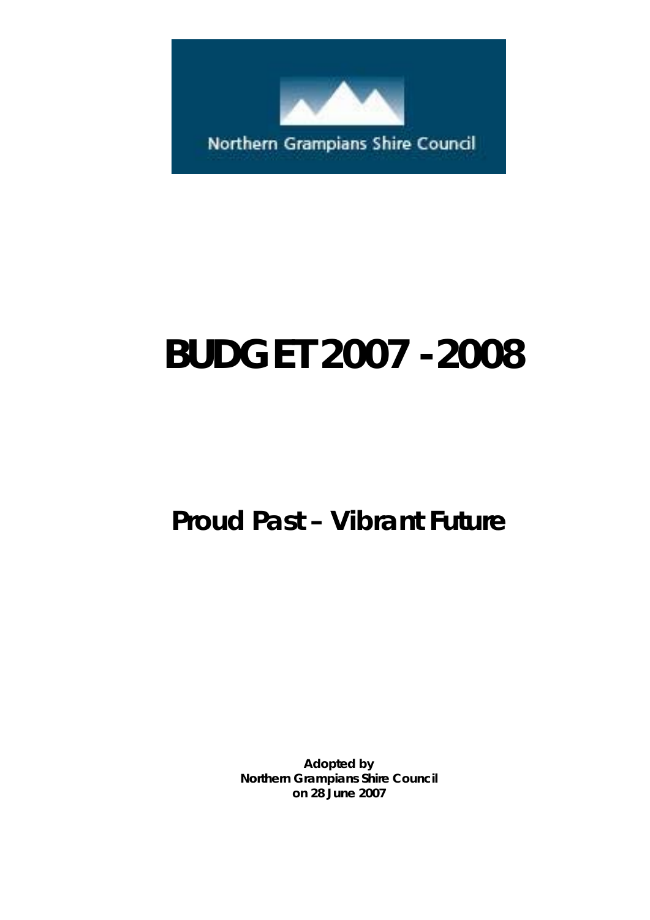Northern Grampians Shire Council

# BUDGET 2007 - 2008

## *Proud Past – Vibrant Future*

**Adopted by**
**Northern Grampians Shire Council**
**on 28 June 2007**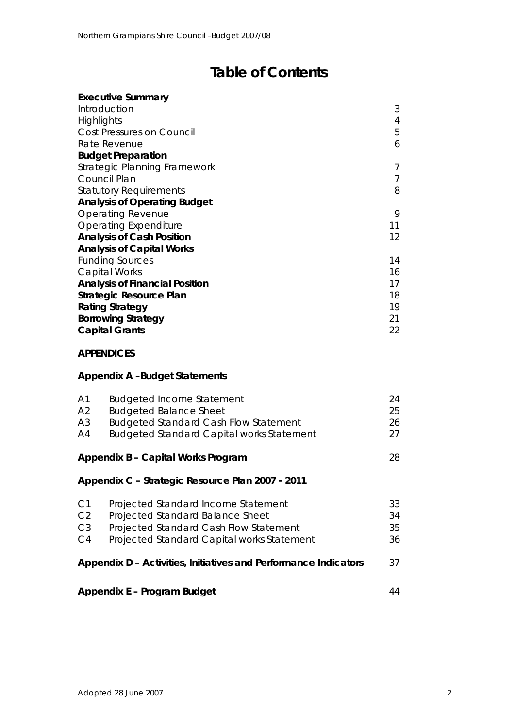# Table of Contents

| | |
|---|---|
| **Executive Summary** | |
| Introduction | 3 |
| Highlights | 4 |
| Cost Pressures on Council | 5 |
| Rate Revenue | 6 |
| **Budget Preparation** | |
| Strategic Planning Framework | 7 |
| Council Plan | 7 |
| Statutory Requirements | 8 |
| **Analysis of Operating Budget** | |
| Operating Revenue | 9 |
| Operating Expenditure | 11 |
| **Analysis of Cash Position** | 12 |
| **Analysis of Capital Works** | |
| Funding Sources | 14 |
| Capital Works | 16 |
| **Analysis of Financial Position** | 17 |
| **Strategic Resource Plan** | 18 |
| **Rating Strategy** | 19 |
| **Borrowing Strategy** | 21 |
| **Capital Grants** | 22 |

**APPENDICES**

**Appendix A –Budget Statements**

| | | |
|---|---|---|
| A1 | Budgeted Income Statement | 24 |
| A2 | Budgeted Balance Sheet | 25 |
| A3 | Budgeted Standard Cash Flow Statement | 26 |
| A4 | Budgeted Standard Capital works Statement | 27 |

**Appendix B – Capital Works Program** 28

**Appendix C – Strategic Resource Plan 2007 - 2011**

| | | |
|---|---|---|
| C1 | Projected Standard Income Statement | 33 |
| C2 | Projected Standard Balance Sheet | 34 |
| C3 | Projected Standard Cash Flow Statement | 35 |
| C4 | Projected Standard Capital works Statement | 36 |

**Appendix D – Activities, Initiatives and Performance Indicators** 37

**Appendix E – Program Budget** 44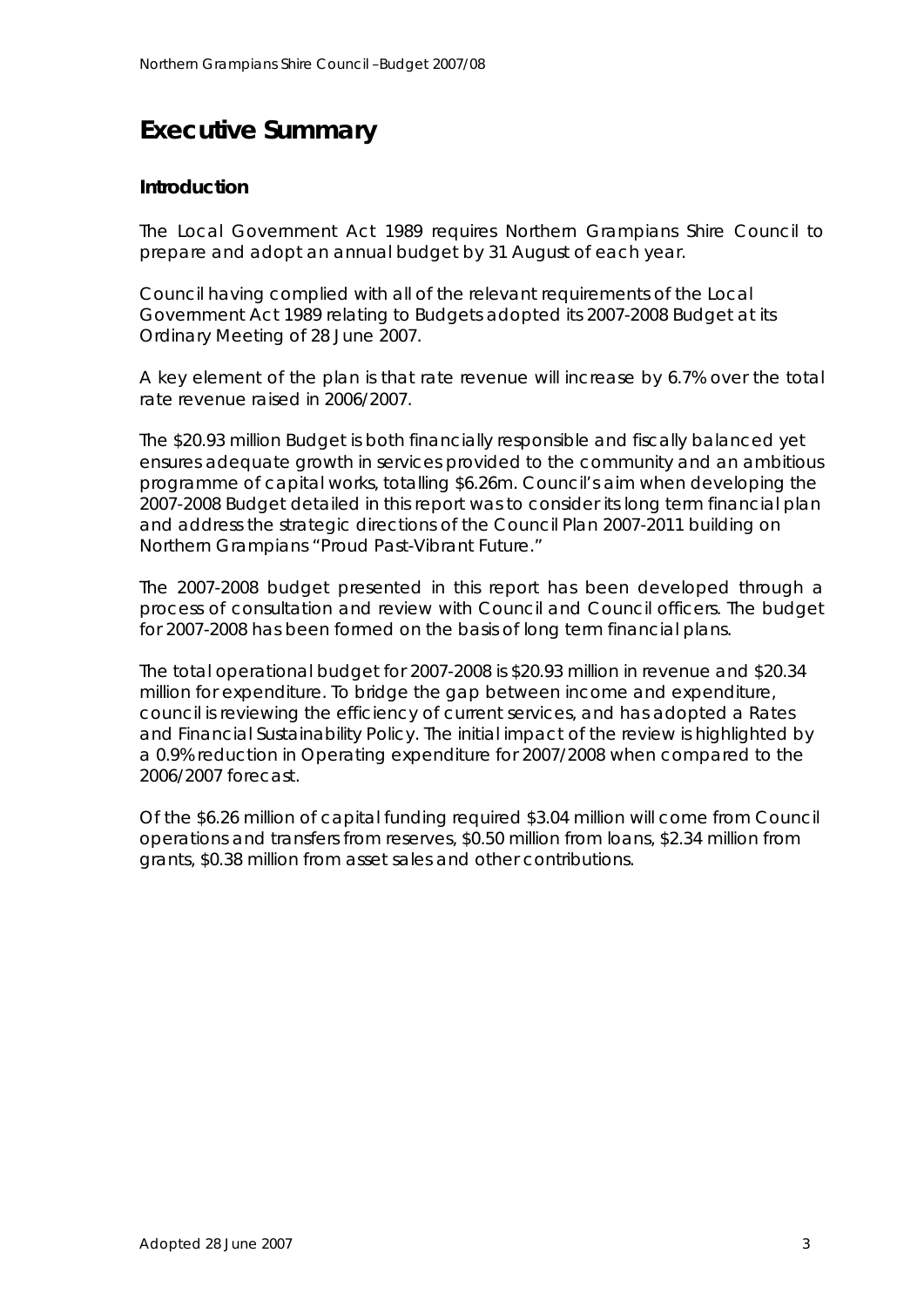# Executive Summary

## Introduction

The Local Government Act 1989 requires Northern Grampians Shire Council to prepare and adopt an annual budget by 31 August of each year.

Council having complied with all of the relevant requirements of the Local Government Act 1989 relating to Budgets adopted its 2007-2008 Budget at its Ordinary Meeting of 28 June 2007.

A key element of the plan is that rate revenue will increase by 6.7% over the total rate revenue raised in 2006/2007.

The $20.93 million Budget is both financially responsible and fiscally balanced yet ensures adequate growth in services provided to the community and an ambitious programme of capital works, totalling $6.26m. Council's aim when developing the 2007-2008 Budget detailed in this report was to consider its long term financial plan and address the strategic directions of the Council Plan 2007-2011 building on Northern Grampians "Proud Past-Vibrant Future."

The 2007-2008 budget presented in this report has been developed through a process of consultation and review with Council and Council officers. The budget for 2007-2008 has been formed on the basis of long term financial plans.

The total operational budget for 2007-2008 is $20.93 million in revenue and $20.34 million for expenditure. To bridge the gap between income and expenditure, council is reviewing the efficiency of current services, and has adopted a Rates and Financial Sustainability Policy. The initial impact of the review is highlighted by a 0.9% reduction in Operating expenditure for 2007/2008 when compared to the 2006/2007 forecast.

Of the $6.26 million of capital funding required $3.04 million will come from Council operations and transfers from reserves, $0.50 million from loans, $2.34 million from grants, $0.38 million from asset sales and other contributions.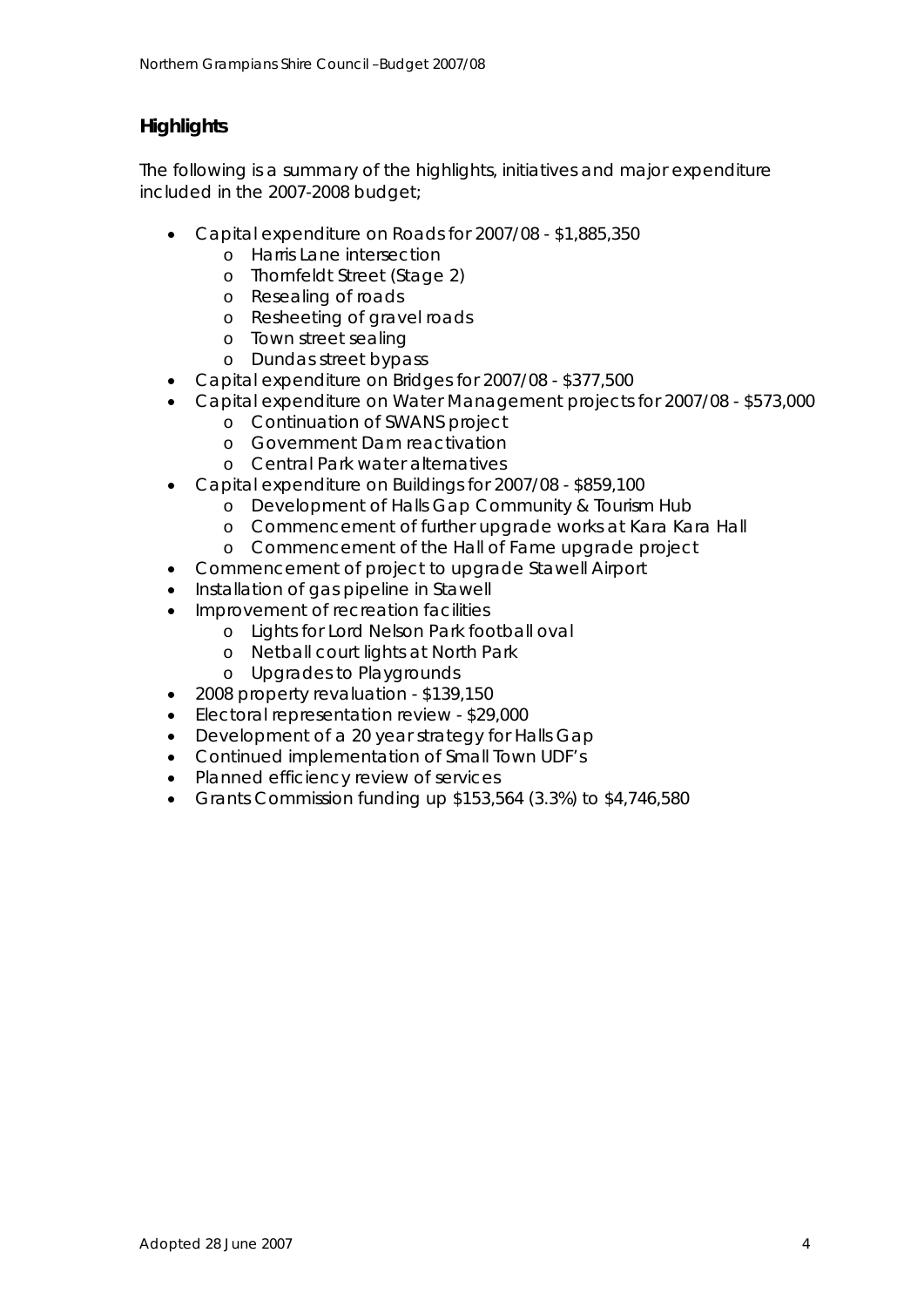## Highlights

The following is a summary of the highlights, initiatives and major expenditure included in the 2007-2008 budget;

- Capital expenditure on Roads for 2007/08 - $1,885,350
  - Harris Lane intersection
  - Thornfeldt Street (Stage 2)
  - Resealing of roads
  - Resheeting of gravel roads
  - Town street sealing
  - Dundas street bypass
- Capital expenditure on Bridges for 2007/08 - $377,500
- Capital expenditure on Water Management projects for 2007/08 - $573,000
  - Continuation of SWANS project
  - Government Dam reactivation
  - Central Park water alternatives
- Capital expenditure on Buildings for 2007/08 - $859,100
  - Development of Halls Gap Community & Tourism Hub
  - Commencement of further upgrade works at Kara Kara Hall
  - Commencement of the Hall of Fame upgrade project
- Commencement of project to upgrade Stawell Airport
- Installation of gas pipeline in Stawell
- Improvement of recreation facilities
  - Lights for Lord Nelson Park football oval
  - Netball court lights at North Park
  - Upgrades to Playgrounds
- 2008 property revaluation - $139,150
- Electoral representation review - $29,000
- Development of a 20 year strategy for Halls Gap
- Continued implementation of Small Town UDF's
- Planned efficiency review of services
- Grants Commission funding up $153,564 (3.3%) to $4,746,580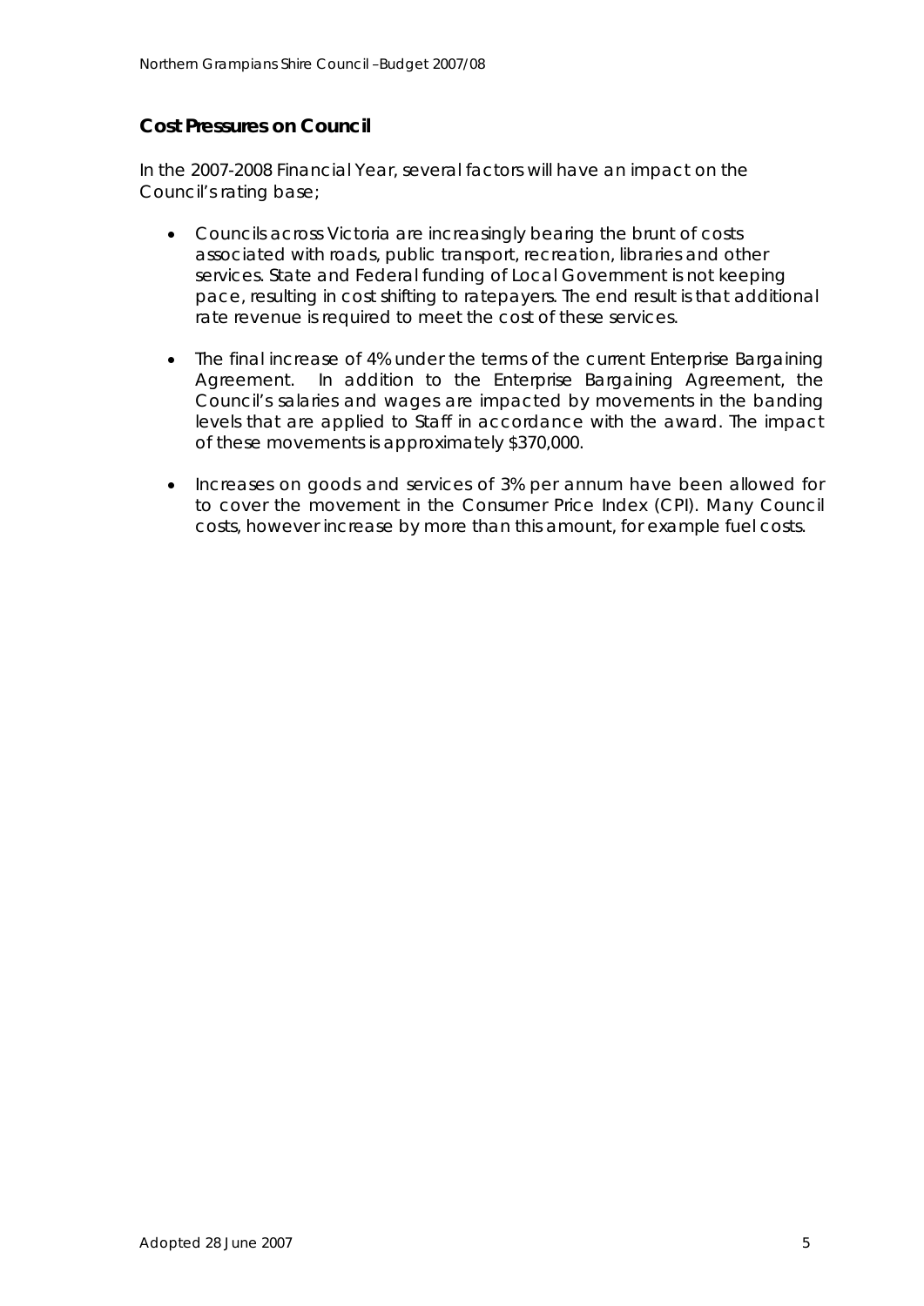## Cost Pressures on Council

In the 2007-2008 Financial Year, several factors will have an impact on the Council's rating base;

- Councils across Victoria are increasingly bearing the brunt of costs associated with roads, public transport, recreation, libraries and other services. State and Federal funding of Local Government is not keeping pace, resulting in cost shifting to ratepayers. The end result is that additional rate revenue is required to meet the cost of these services.
- The final increase of 4% under the terms of the current Enterprise Bargaining Agreement. In addition to the Enterprise Bargaining Agreement, the Council's salaries and wages are impacted by movements in the banding levels that are applied to Staff in accordance with the award. The impact of these movements is approximately $370,000.
- Increases on goods and services of 3% per annum have been allowed for to cover the movement in the Consumer Price Index (CPI). Many Council costs, however increase by more than this amount, for example fuel costs.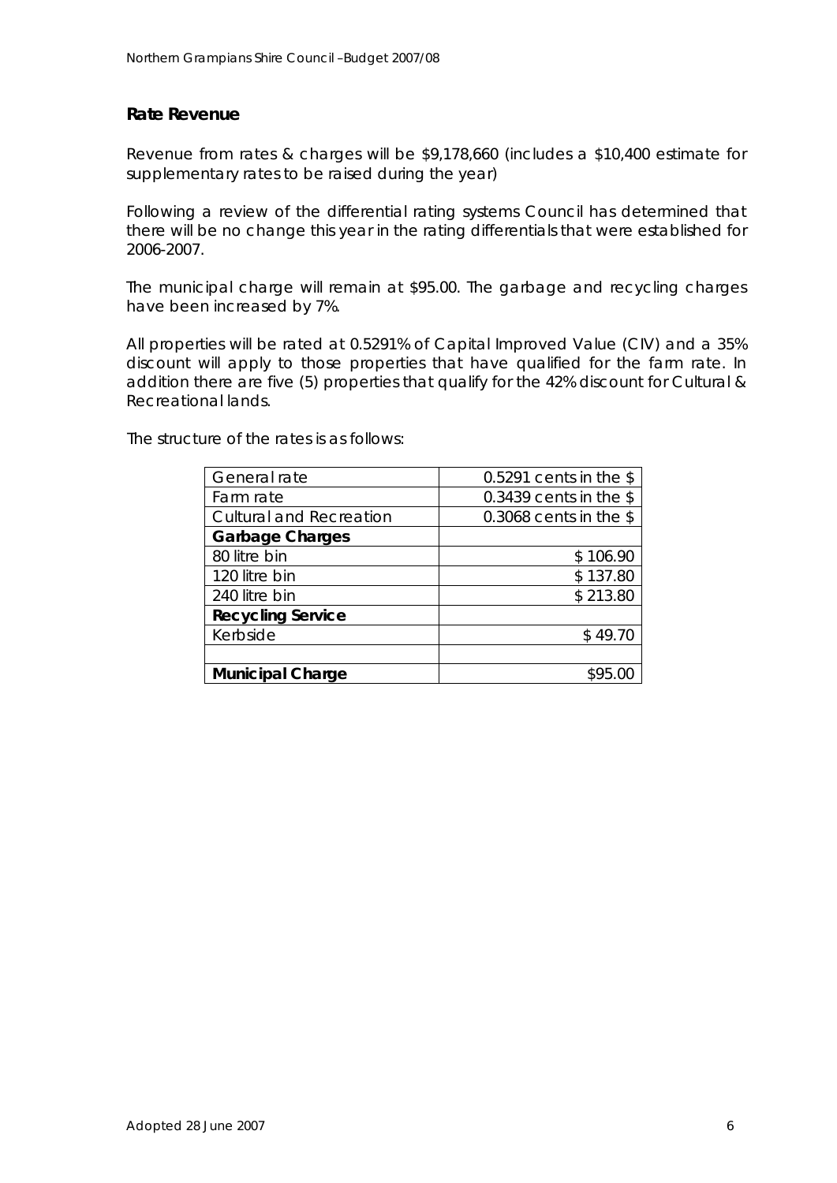## Rate Revenue

Revenue from rates & charges will be $9,178,660 (includes a $10,400 estimate for supplementary rates to be raised during the year)

Following a review of the differential rating systems Council has determined that there will be no change this year in the rating differentials that were established for 2006-2007.

The municipal charge will remain at $95.00. The garbage and recycling charges have been increased by 7%.

All properties will be rated at 0.5291% of Capital Improved Value (CIV) and a 35% discount will apply to those properties that have qualified for the farm rate. In addition there are five (5) properties that qualify for the 42% discount for Cultural & Recreational lands.

The structure of the rates is as follows:

| | |
|---|---|
| General rate | 0.5291 cents in the $ |
| Farm rate | 0.3439 cents in the $ |
| Cultural and Recreation | 0.3068 cents in the $ |
| **Garbage Charges** | |
| 80 litre bin | $ 106.90 |
| 120 litre bin | $ 137.80 |
| 240 litre bin | $ 213.80 |
| **Recycling Service** | |
| Kerbside | $ 49.70 |
| | |
| **Municipal Charge** | $95.00 |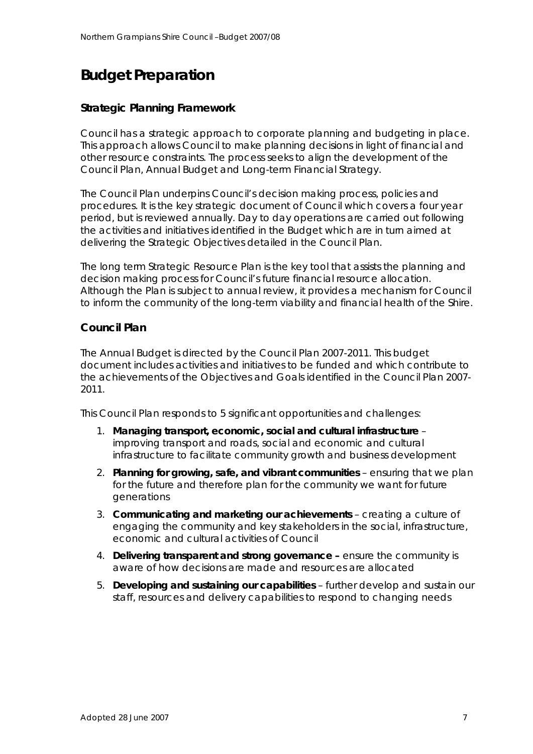# Budget Preparation

## Strategic Planning Framework

Council has a strategic approach to corporate planning and budgeting in place. This approach allows Council to make planning decisions in light of financial and other resource constraints. The process seeks to align the development of the Council Plan, Annual Budget and Long-term Financial Strategy.

The Council Plan underpins Council's decision making process, policies and procedures. It is the key strategic document of Council which covers a four year period, but is reviewed annually. Day to day operations are carried out following the activities and initiatives identified in the Budget which are in turn aimed at delivering the Strategic Objectives detailed in the Council Plan.

The long term Strategic Resource Plan is the key tool that assists the planning and decision making process for Council's future financial resource allocation. Although the Plan is subject to annual review, it provides a mechanism for Council to inform the community of the long-term viability and financial health of the Shire.

## Council Plan

The Annual Budget is directed by the Council Plan 2007-2011. This budget document includes activities and initiatives to be funded and which contribute to the achievements of the Objectives and Goals identified in the Council Plan 2007-2011.

This Council Plan responds to 5 significant opportunities and challenges:

1. **Managing transport, economic, social and cultural infrastructure** – improving transport and roads, social and economic and cultural infrastructure to facilitate community growth and business development
2. **Planning for growing, safe, and vibrant communities** – ensuring that we plan for the future and therefore plan for the community we want for future generations
3. **Communicating and marketing our achievements** – creating a culture of engaging the community and key stakeholders in the social, infrastructure, economic and cultural activities of Council
4. **Delivering transparent and strong governance –** ensure the community is aware of how decisions are made and resources are allocated
5. **Developing and sustaining our capabilities** – further develop and sustain our staff, resources and delivery capabilities to respond to changing needs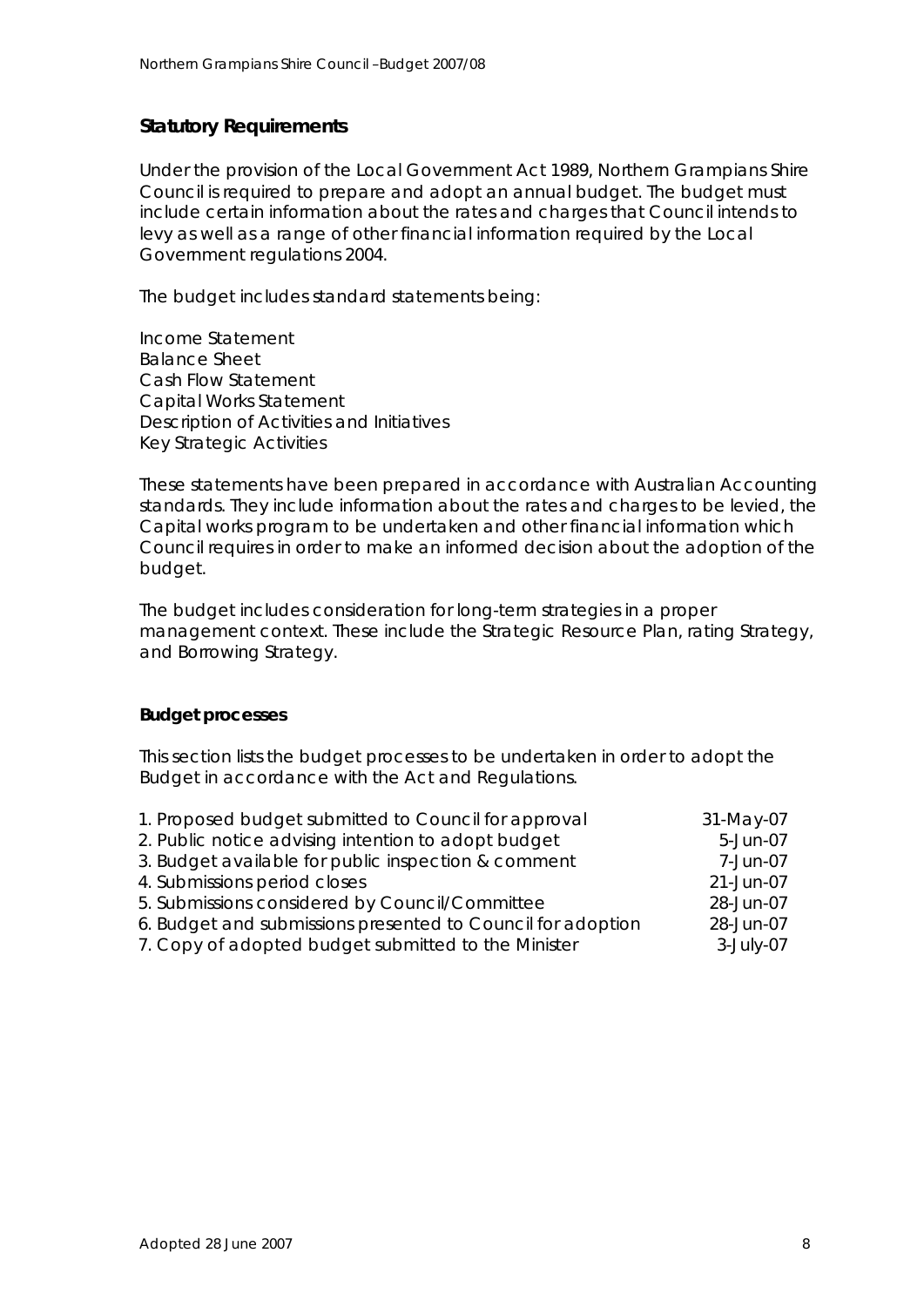## Statutory Requirements

Under the provision of the Local Government Act 1989, Northern Grampians Shire Council is required to prepare and adopt an annual budget. The budget must include certain information about the rates and charges that Council intends to levy as well as a range of other financial information required by the Local Government regulations 2004.

The budget includes standard statements being:

Income Statement
Balance Sheet
Cash Flow Statement
Capital Works Statement
Description of Activities and Initiatives
Key Strategic Activities

These statements have been prepared in accordance with Australian Accounting standards. They include information about the rates and charges to be levied, the Capital works program to be undertaken and other financial information which Council requires in order to make an informed decision about the adoption of the budget.

The budget includes consideration for long-term strategies in a proper management context. These include the Strategic Resource Plan, rating Strategy, and Borrowing Strategy.

### Budget processes

This section lists the budget processes to be undertaken in order to adopt the Budget in accordance with the Act and Regulations.

| | |
|---|---|
| 1. Proposed budget submitted to Council for approval | 31-May-07 |
| 2. Public notice advising intention to adopt budget | 5-Jun-07 |
| 3. Budget available for public inspection & comment | 7-Jun-07 |
| 4. Submissions period closes | 21-Jun-07 |
| 5. Submissions considered by Council/Committee | 28-Jun-07 |
| 6. Budget and submissions presented to Council for adoption | 28-Jun-07 |
| 7. Copy of adopted budget submitted to the Minister | 3-July-07 |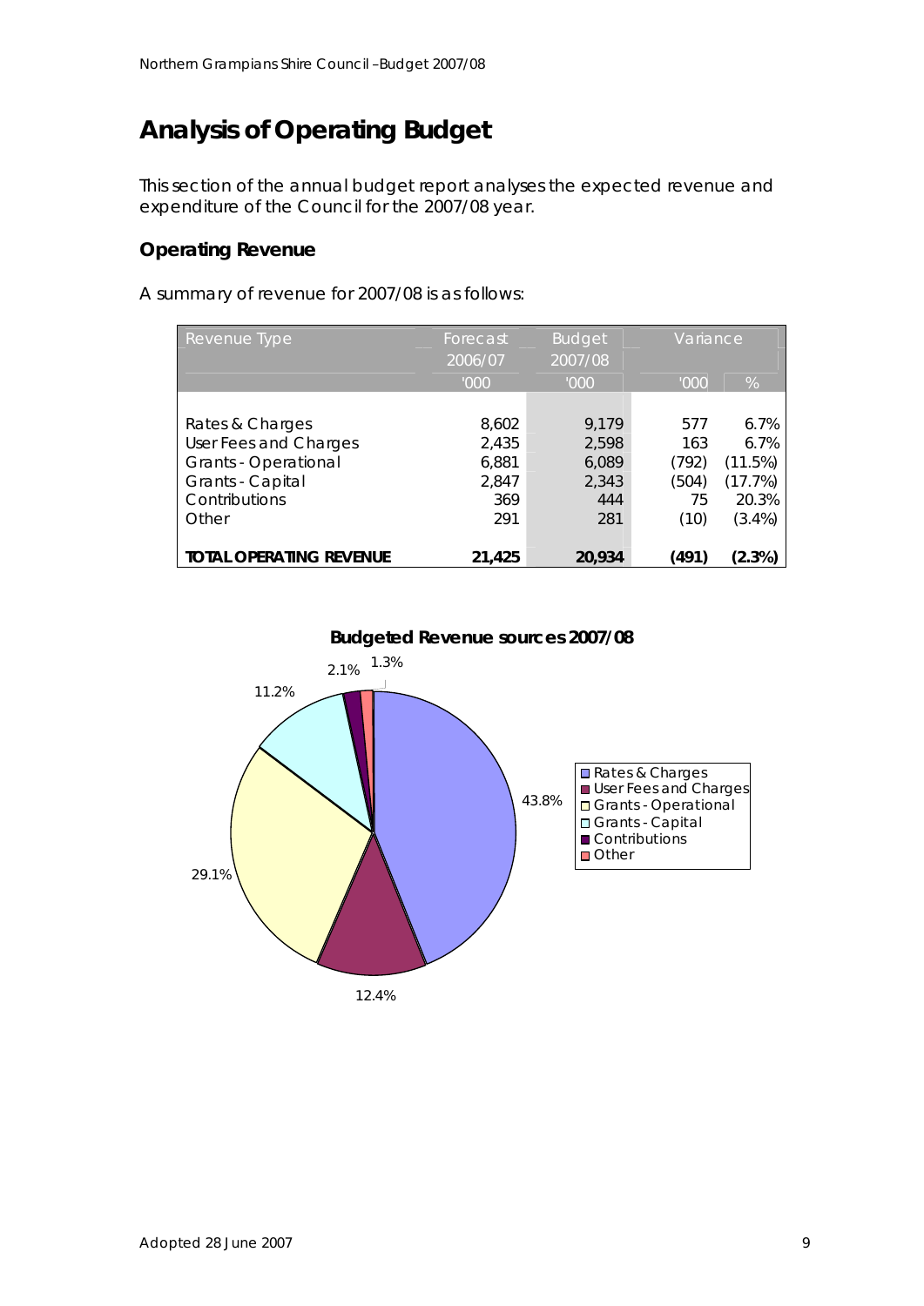# Analysis of Operating Budget

This section of the annual budget report analyses the expected revenue and expenditure of the Council for the 2007/08 year.

## Operating Revenue

A summary of revenue for 2007/08 is as follows:

| Revenue Type | Forecast 2006/07 | Budget 2007/08 | Variance | |
|---|---|---|---|---|
| | '000 | '000 | '000 | % |
| Rates & Charges | 8,602 | 9,179 | 577 | 6.7% |
| User Fees and Charges | 2,435 | 2,598 | 163 | 6.7% |
| Grants - Operational | 6,881 | 6,089 | (792) | (11.5%) |
| Grants - Capital | 2,847 | 2,343 | (504) | (17.7%) |
| Contributions | 369 | 444 | 75 | 20.3% |
| Other | 291 | 281 | (10) | (3.4%) |
| **TOTAL OPERATING REVENUE** | **21,425** | **20,934** | **(491)** | **(2.3%)** |

**Budgeted Revenue sources 2007/08**

| Revenue Type | % |
|---|---|
| Rates & Charges | 43.8% |
| User Fees and Charges | 12.4% |
| Grants - Operational | 29.1% |
| Grants - Capital | 11.2% |
| Contributions | 2.1% |
| Other | 1.3% |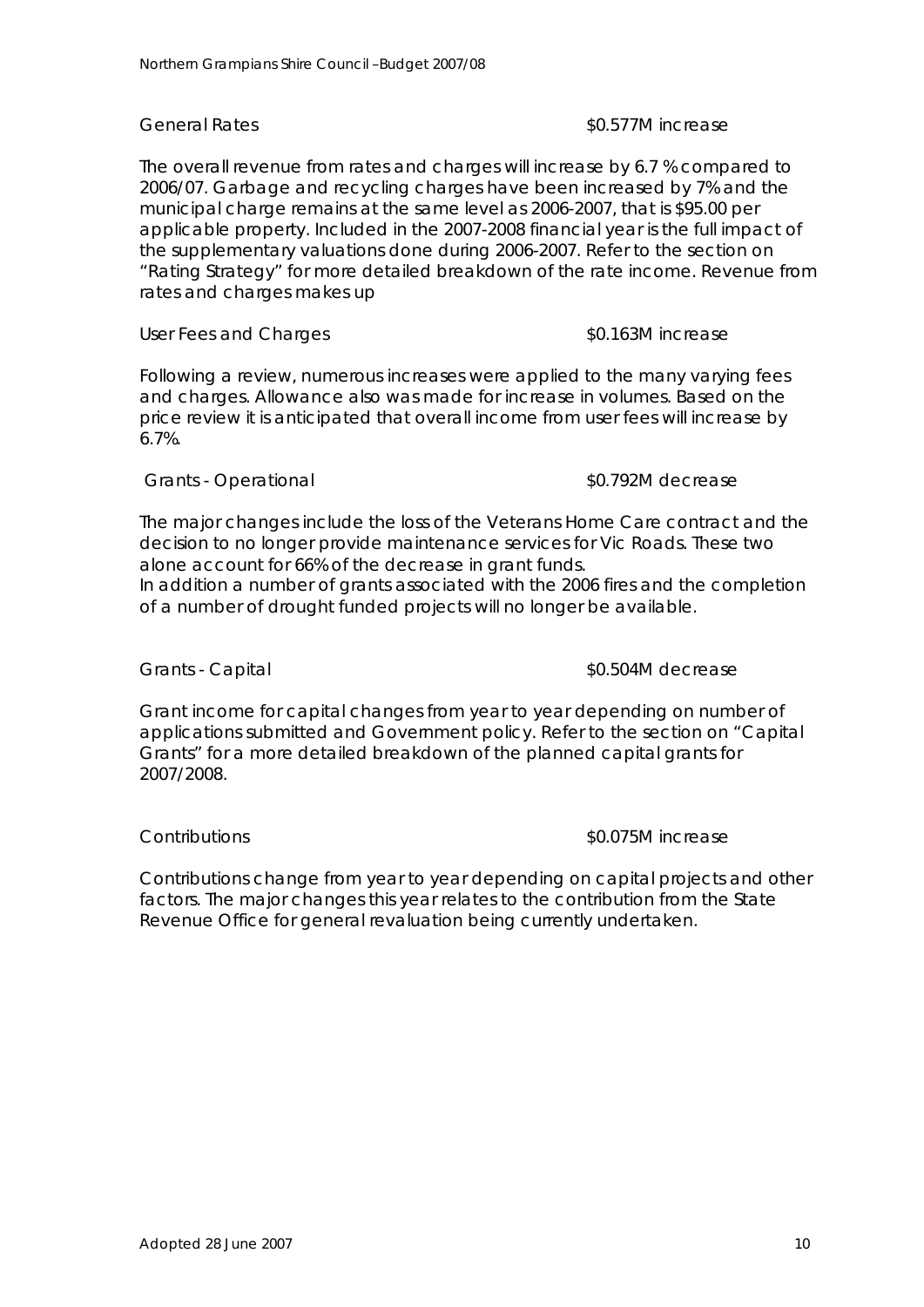General Rates $0.577M increase

The overall revenue from rates and charges will increase by 6.7 % compared to 2006/07. Garbage and recycling charges have been increased by 7% and the municipal charge remains at the same level as 2006-2007, that is $95.00 per applicable property. Included in the 2007-2008 financial year is the full impact of the supplementary valuations done during 2006-2007. Refer to the section on "Rating Strategy" for more detailed breakdown of the rate income. Revenue from rates and charges makes up

User Fees and Charges $0.163M increase

Following a review, numerous increases were applied to the many varying fees and charges. Allowance also was made for increase in volumes. Based on the price review it is anticipated that overall income from user fees will increase by 6.7%.

Grants - Operational $0.792M decrease

The major changes include the loss of the Veterans Home Care contract and the decision to no longer provide maintenance services for Vic Roads. These two alone account for 66% of the decrease in grant funds.
In addition a number of grants associated with the 2006 fires and the completion of a number of drought funded projects will no longer be available.

Grants - Capital $0.504M decrease

Grant income for capital changes from year to year depending on number of applications submitted and Government policy. Refer to the section on "Capital Grants" for a more detailed breakdown of the planned capital grants for 2007/2008.

Contributions $0.075M increase

Contributions change from year to year depending on capital projects and other factors. The major changes this year relates to the contribution from the State Revenue Office for general revaluation being currently undertaken.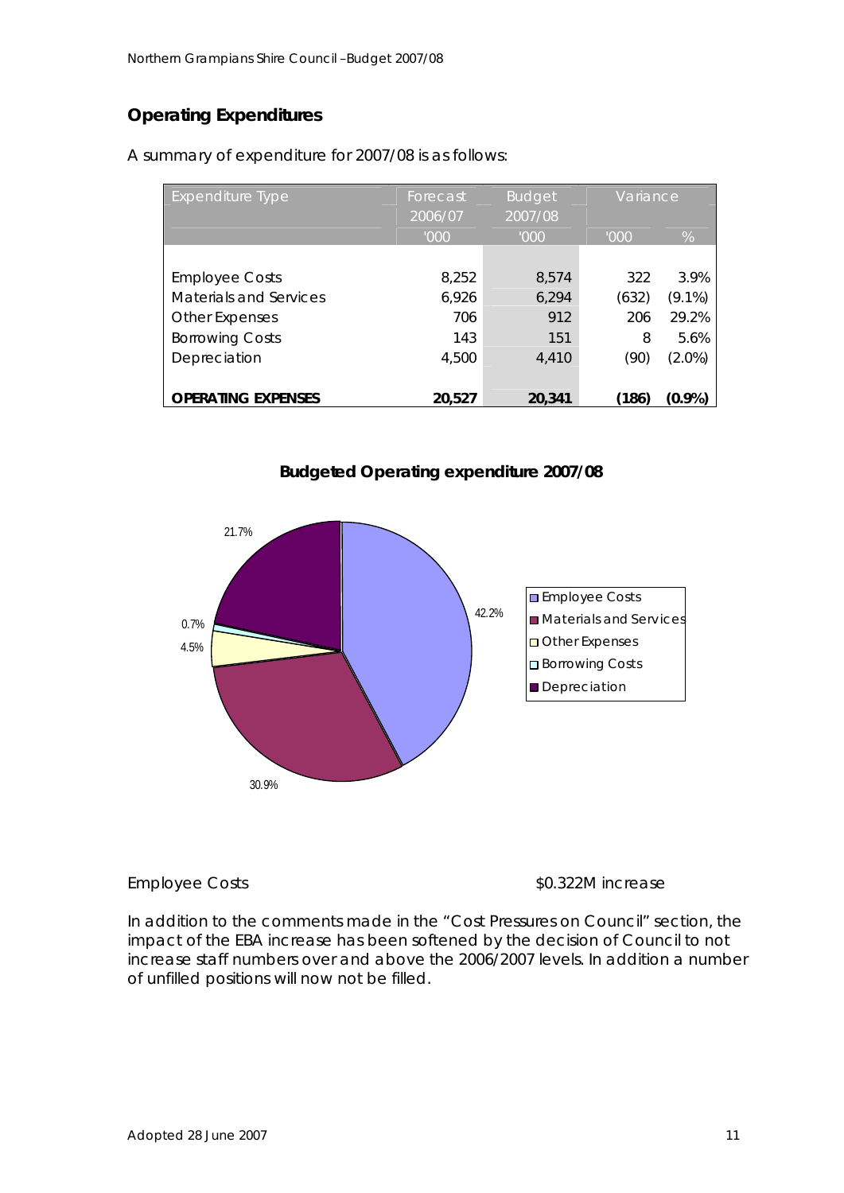## Operating Expenditures

A summary of expenditure for 2007/08 is as follows:

| Expenditure Type | Forecast 2006/07 | Budget 2007/08 | Variance | |
|---|---|---|---|---|
| | '000 | '000 | '000 | % |
| Employee Costs | 8,252 | 8,574 | 322 | 3.9% |
| Materials and Services | 6,926 | 6,294 | (632) | (9.1%) |
| Other Expenses | 706 | 912 | 206 | 29.2% |
| Borrowing Costs | 143 | 151 | 8 | 5.6% |
| Depreciation | 4,500 | 4,410 | (90) | (2.0%) |
| **OPERATING EXPENSES** | **20,527** | **20,341** | **(186)** | **(0.9%)** |

**Budgeted Operating expenditure 2007/08**

| Category | % |
|---|---|
| Employee Costs | 42.2% |
| Materials and Services | 30.9% |
| Other Expenses | 4.5% |
| Borrowing Costs | 0.7% |
| Depreciation | 21.7% |

Employee Costs $0.322M increase

In addition to the comments made in the "Cost Pressures on Council" section, the impact of the EBA increase has been softened by the decision of Council to not increase staff numbers over and above the 2006/2007 levels. In addition a number of unfilled positions will now not be filled.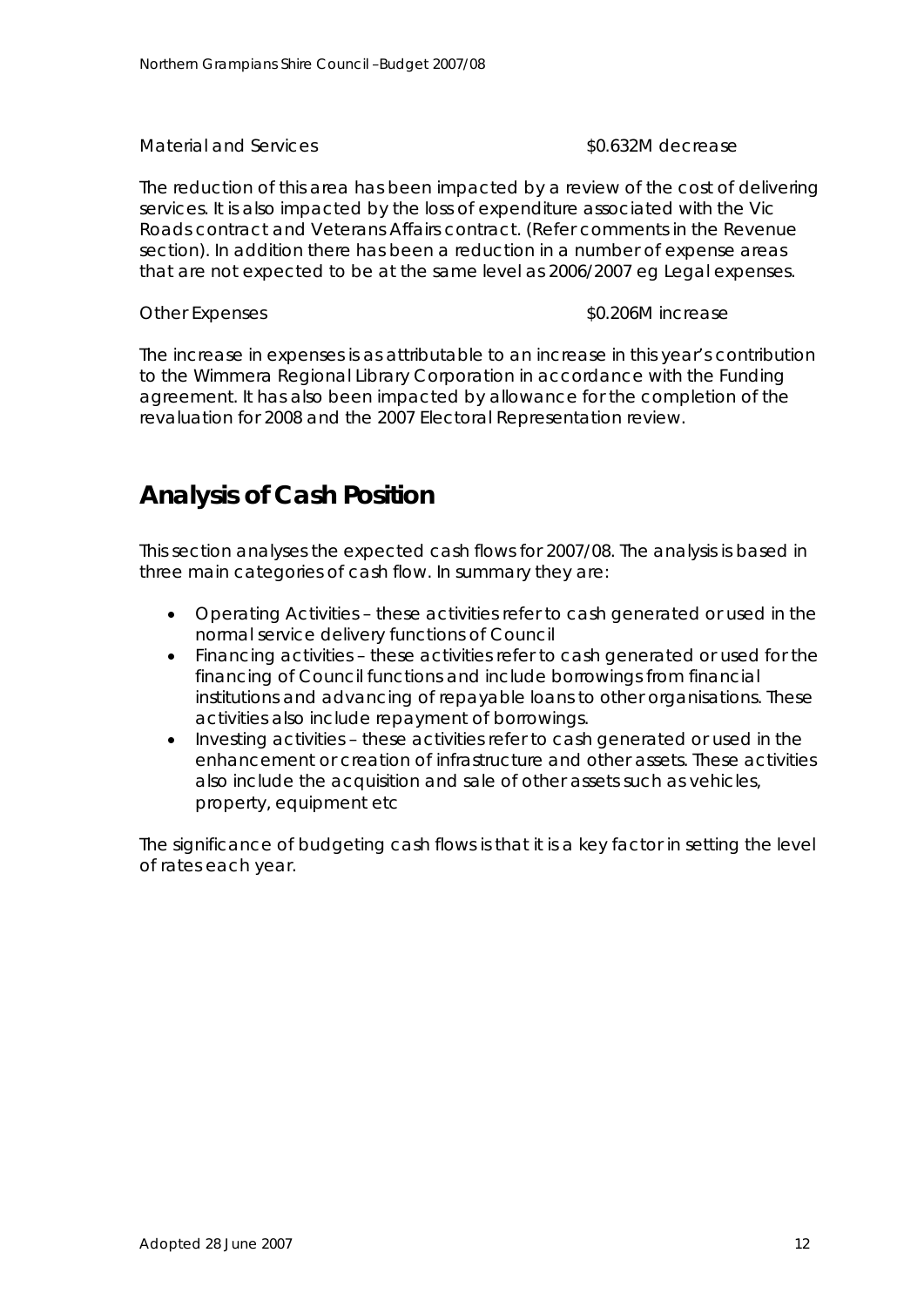Material and Services $0.632M decrease

The reduction of this area has been impacted by a review of the cost of delivering services. It is also impacted by the loss of expenditure associated with the Vic Roads contract and Veterans Affairs contract. (Refer comments in the Revenue section). In addition there has been a reduction in a number of expense areas that are not expected to be at the same level as 2006/2007 eg Legal expenses.

Other Expenses $0.206M increase

The increase in expenses is as attributable to an increase in this year's contribution to the Wimmera Regional Library Corporation in accordance with the Funding agreement. It has also been impacted by allowance for the completion of the revaluation for 2008 and the 2007 Electoral Representation review.

## Analysis of Cash Position

This section analyses the expected cash flows for 2007/08. The analysis is based in three main categories of cash flow. In summary they are:

- Operating Activities – these activities refer to cash generated or used in the normal service delivery functions of Council
- Financing activities – these activities refer to cash generated or used for the financing of Council functions and include borrowings from financial institutions and advancing of repayable loans to other organisations. These activities also include repayment of borrowings.
- Investing activities – these activities refer to cash generated or used in the enhancement or creation of infrastructure and other assets. These activities also include the acquisition and sale of other assets such as vehicles, property, equipment etc

The significance of budgeting cash flows is that it is a key factor in setting the level of rates each year.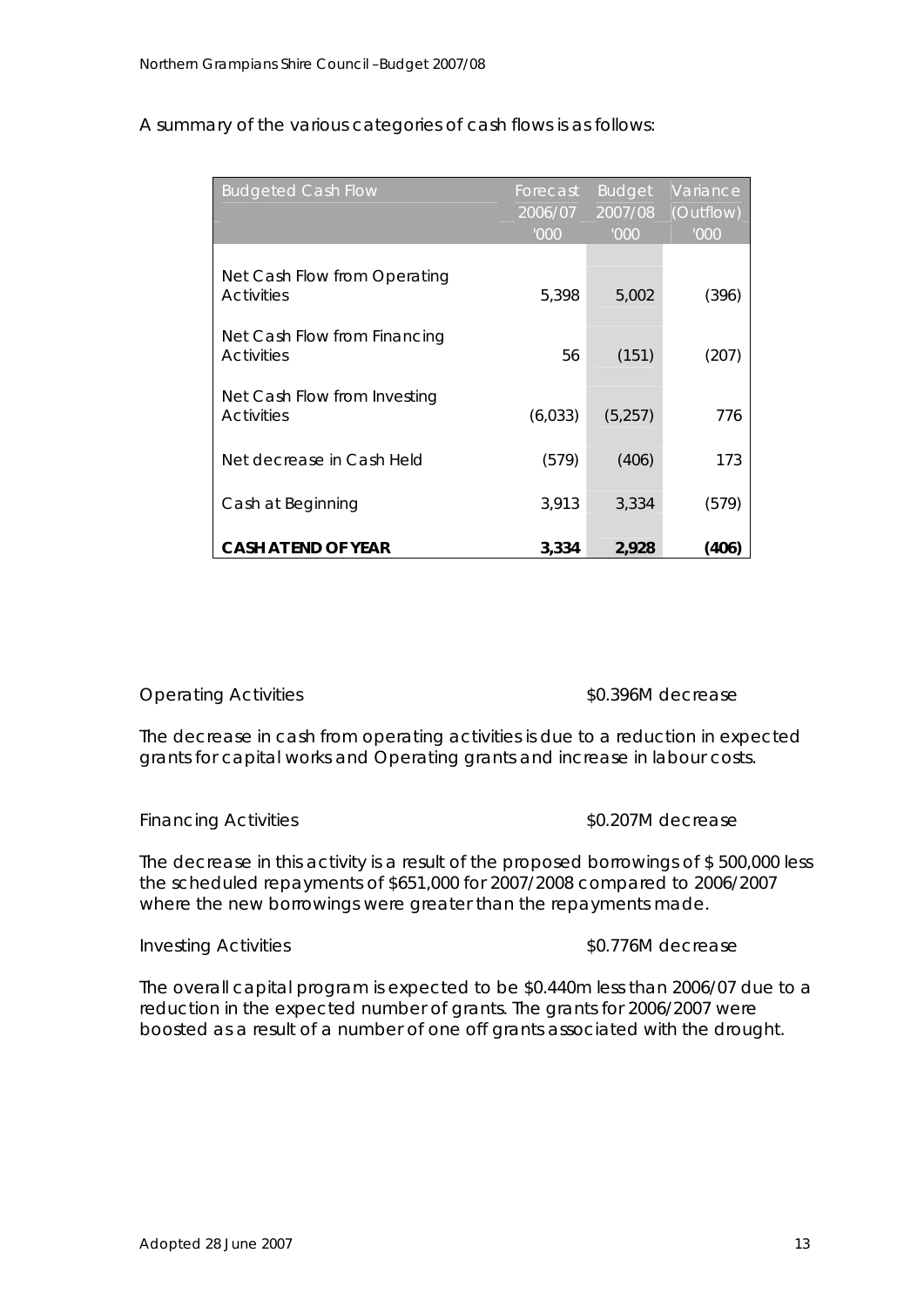A summary of the various categories of cash flows is as follows:

| Budgeted Cash Flow | Forecast 2006/07 '000 | Budget 2007/08 '000 | Variance (Outflow) '000 |
|---|---|---|---|
| Net Cash Flow from Operating Activities | 5,398 | 5,002 | (396) |
| Net Cash Flow from Financing Activities | 56 | (151) | (207) |
| Net Cash Flow from Investing Activities | (6,033) | (5,257) | 776 |
| Net decrease in Cash Held | (579) | (406) | 173 |
| Cash at Beginning | 3,913 | 3,334 | (579) |
| **CASH AT END OF YEAR** | **3,334** | **2,928** | **(406)** |

Operating Activities $0.396M decrease

The decrease in cash from operating activities is due to a reduction in expected grants for capital works and Operating grants and increase in labour costs.

Financing Activities $0.207M decrease

The decrease in this activity is a result of the proposed borrowings of $ 500,000 less the scheduled repayments of $651,000 for 2007/2008 compared to 2006/2007 where the new borrowings were greater than the repayments made.

Investing Activities $0.776M decrease

The overall capital program is expected to be $0.440m less than 2006/07 due to a reduction in the expected number of grants. The grants for 2006/2007 were boosted as a result of a number of one off grants associated with the drought.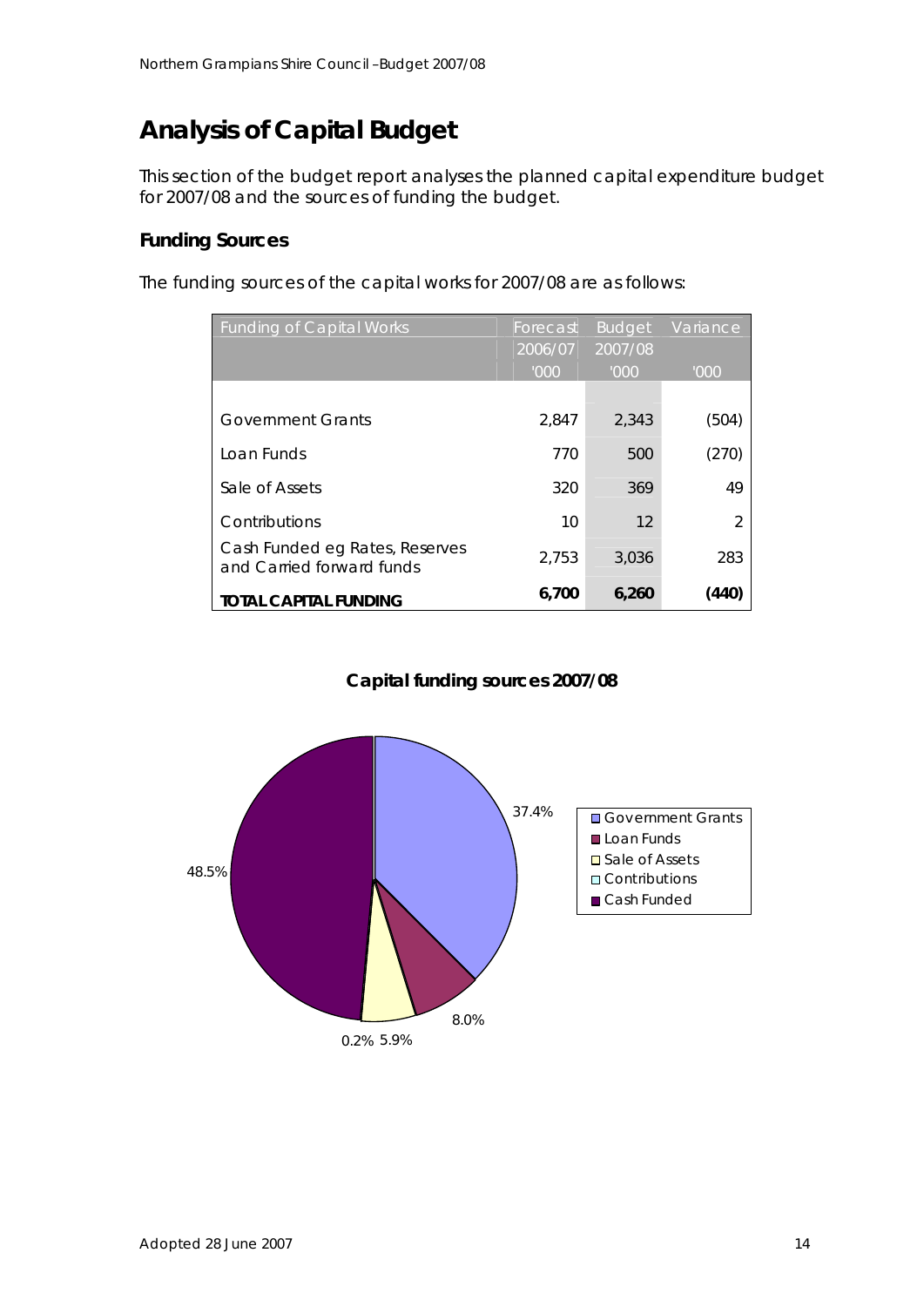// Analysis of Capital Budget

This section of the budget report analyses the planned capital expenditure budget for 2007/08 and the sources of funding the budget.

### Funding Sources

The funding sources of the capital works for 2007/08 are as follows:

| Funding of Capital Works | Forecast 2006/07 '000 | Budget 2007/08 '000 | Variance '000 |
|---|---|---|---|
| Government Grants | 2,847 | 2,343 | (504) |
| Loan Funds | 770 | 500 | (270) |
| Sale of Assets | 320 | 369 | 49 |
| Contributions | 10 | 12 | 2 |
| Cash Funded eg Rates, Reserves and Carried forward funds | 2,753 | 3,036 | 283 |
| **TOTAL CAPITAL FUNDING** | **6,700** | **6,260** | **(440)** |

**Capital funding sources 2007/08**

- Government Grants: 37.4%
- Loan Funds: 8.0%
- Sale of Assets: 5.9%
- Contributions: 0.2%
- Cash Funded: 48.5%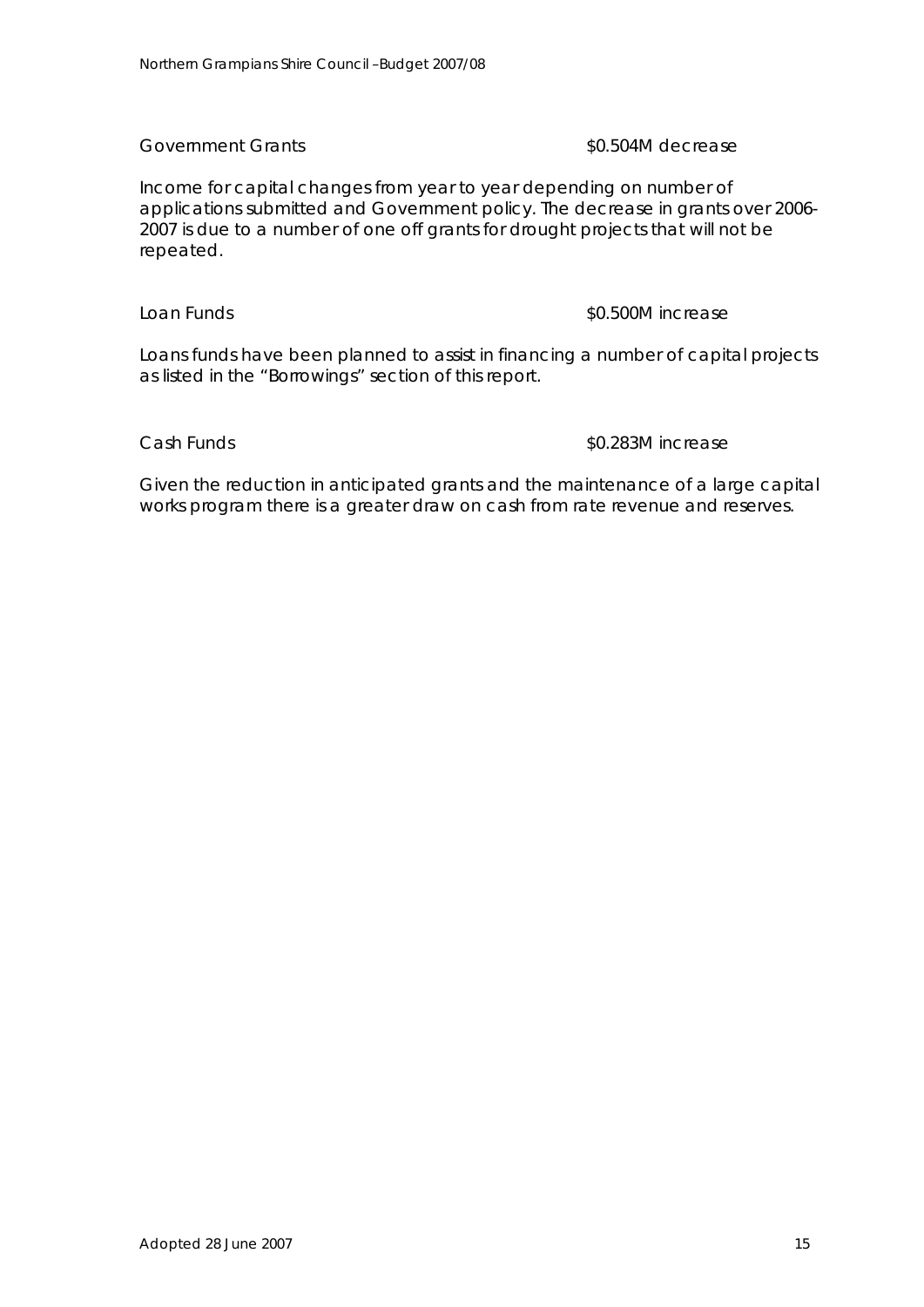Government Grants $0.504M decrease

Income for capital changes from year to year depending on number of applications submitted and Government policy. The decrease in grants over 2006-2007 is due to a number of one off grants for drought projects that will not be repeated.

Loan Funds $0.500M increase

Loans funds have been planned to assist in financing a number of capital projects as listed in the "Borrowings" section of this report.

Cash Funds $0.283M increase

Given the reduction in anticipated grants and the maintenance of a large capital works program there is a greater draw on cash from rate revenue and reserves.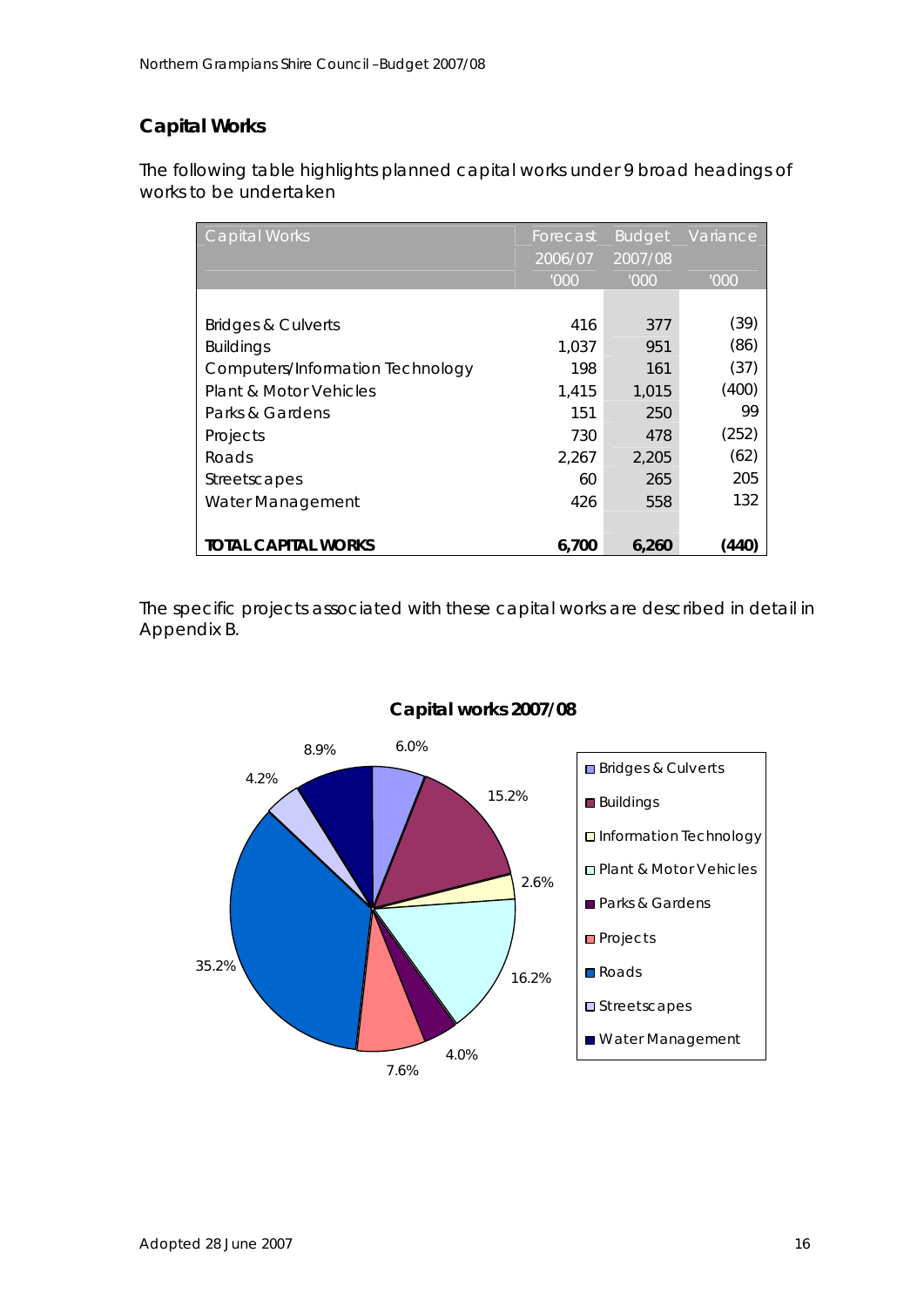## Capital Works

The following table highlights planned capital works under 9 broad headings of works to be undertaken

| Capital Works | Forecast 2006/07 '000 | Budget 2007/08 '000 | Variance '000 |
|---|---|---|---|
| Bridges & Culverts | 416 | 377 | (39) |
| Buildings | 1,037 | 951 | (86) |
| Computers/Information Technology | 198 | 161 | (37) |
| Plant & Motor Vehicles | 1,415 | 1,015 | (400) |
| Parks & Gardens | 151 | 250 | 99 |
| Projects | 730 | 478 | (252) |
| Roads | 2,267 | 2,205 | (62) |
| Streetscapes | 60 | 265 | 205 |
| Water Management | 426 | 558 | 132 |
| **TOTAL CAPITAL WORKS** | **6,700** | **6,260** | **(440)** |

The specific projects associated with these capital works are described in detail in Appendix B.

**Capital works 2007/08**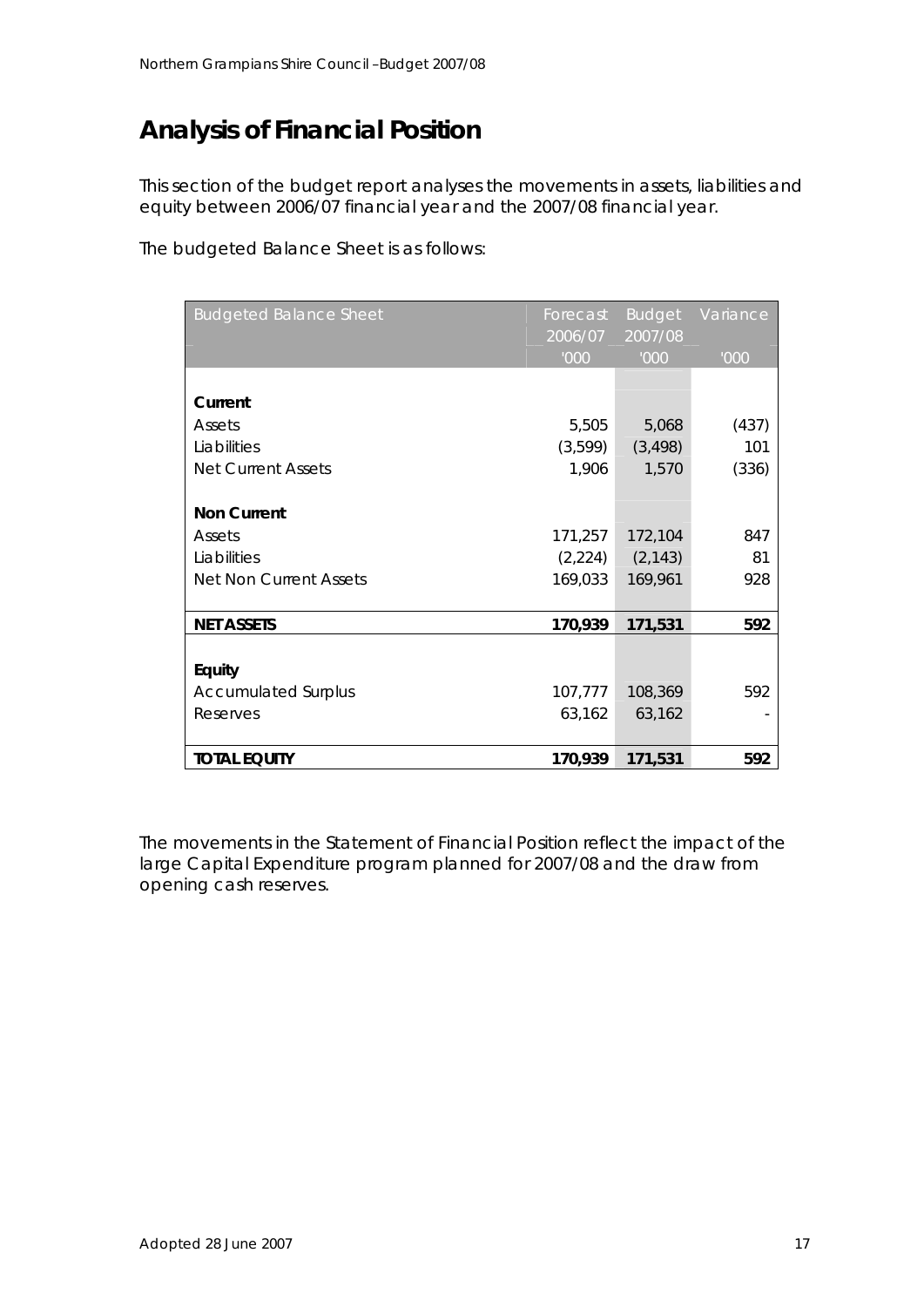# Analysis of Financial Position

This section of the budget report analyses the movements in assets, liabilities and equity between 2006/07 financial year and the 2007/08 financial year.

The budgeted Balance Sheet is as follows:

| Budgeted Balance Sheet | Forecast 2006/07 | Budget 2007/08 | Variance |
|---|---|---|---|
| | '000 | '000 | '000 |
| **Current** | | | |
| Assets | 5,505 | 5,068 | (437) |
| Liabilities | (3,599) | (3,498) | 101 |
| Net Current Assets | 1,906 | 1,570 | (336) |
| **Non Current** | | | |
| Assets | 171,257 | 172,104 | 847 |
| Liabilities | (2,224) | (2,143) | 81 |
| Net Non Current Assets | 169,033 | 169,961 | 928 |
| **NET ASSETS** | **170,939** | **171,531** | **592** |
| **Equity** | | | |
| Accumulated Surplus | 107,777 | 108,369 | 592 |
| Reserves | 63,162 | 63,162 | - |
| **TOTAL EQUITY** | **170,939** | **171,531** | **592** |

The movements in the Statement of Financial Position reflect the impact of the large Capital Expenditure program planned for 2007/08 and the draw from opening cash reserves.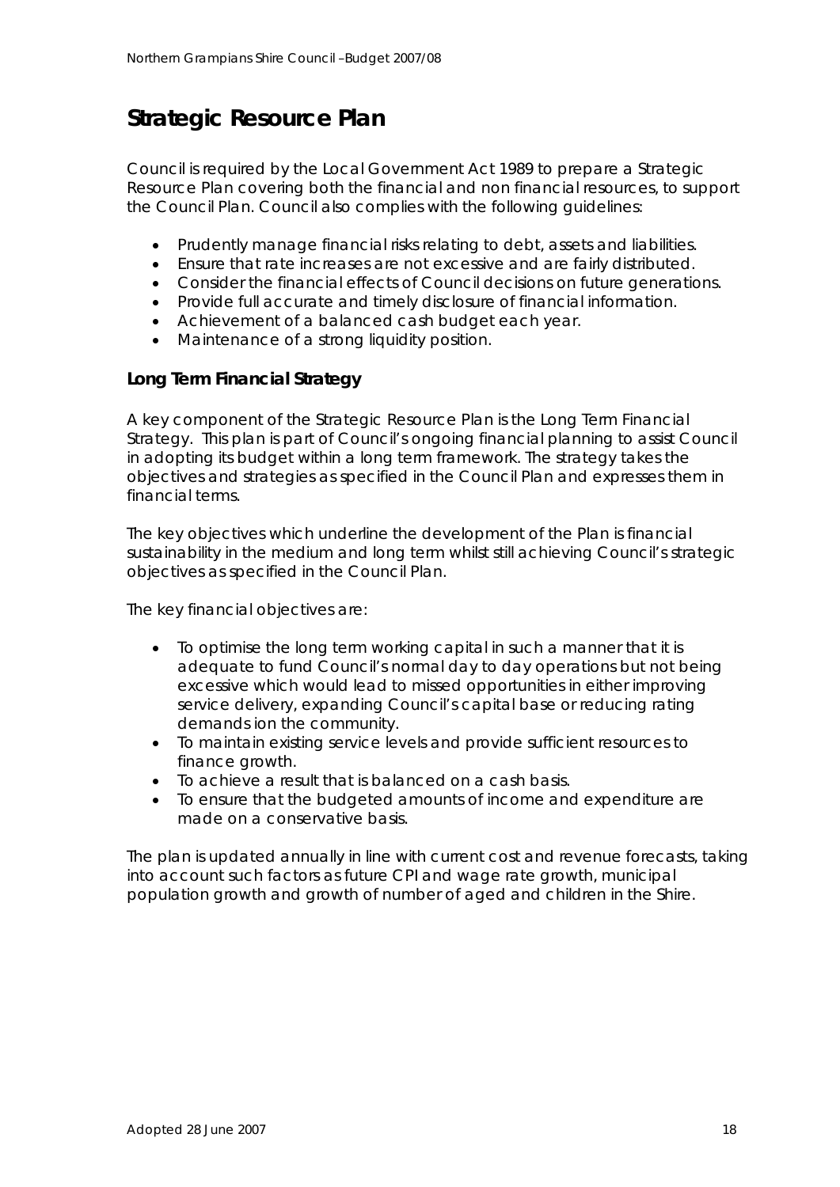# Strategic Resource Plan

Council is required by the Local Government Act 1989 to prepare a Strategic Resource Plan covering both the financial and non financial resources, to support the Council Plan. Council also complies with the following guidelines:

- Prudently manage financial risks relating to debt, assets and liabilities.
- Ensure that rate increases are not excessive and are fairly distributed.
- Consider the financial effects of Council decisions on future generations.
- Provide full accurate and timely disclosure of financial information.
- Achievement of a balanced cash budget each year.
- Maintenance of a strong liquidity position.

## Long Term Financial Strategy

A key component of the Strategic Resource Plan is the Long Term Financial Strategy. This plan is part of Council's ongoing financial planning to assist Council in adopting its budget within a long term framework. The strategy takes the objectives and strategies as specified in the Council Plan and expresses them in financial terms.

The key objectives which underline the development of the Plan is financial sustainability in the medium and long term whilst still achieving Council's strategic objectives as specified in the Council Plan.

The key financial objectives are:

- To optimise the long term working capital in such a manner that it is adequate to fund Council's normal day to day operations but not being excessive which would lead to missed opportunities in either improving service delivery, expanding Council's capital base or reducing rating demands ion the community.
- To maintain existing service levels and provide sufficient resources to finance growth.
- To achieve a result that is balanced on a cash basis.
- To ensure that the budgeted amounts of income and expenditure are made on a conservative basis.

The plan is updated annually in line with current cost and revenue forecasts, taking into account such factors as future CPI and wage rate growth, municipal population growth and growth of number of aged and children in the Shire.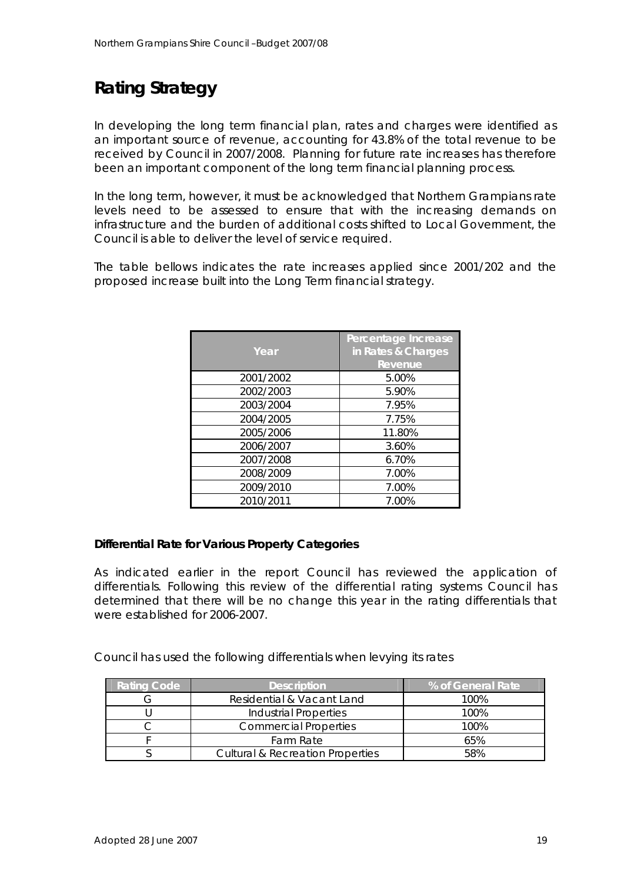# Rating Strategy

In developing the long term financial plan, rates and charges were identified as an important source of revenue, accounting for 43.8% of the total revenue to be received by Council in 2007/2008. Planning for future rate increases has therefore been an important component of the long term financial planning process.

In the long term, however, it must be acknowledged that Northern Grampians rate levels need to be assessed to ensure that with the increasing demands on infrastructure and the burden of additional costs shifted to Local Government, the Council is able to deliver the level of service required.

The table bellows indicates the rate increases applied since 2001/202 and the proposed increase built into the Long Term financial strategy.

| Year | Percentage Increase in Rates & Charges Revenue |
|---|---|
| 2001/2002 | 5.00% |
| 2002/2003 | 5.90% |
| 2003/2004 | 7.95% |
| 2004/2005 | 7.75% |
| 2005/2006 | 11.80% |
| 2006/2007 | 3.60% |
| 2007/2008 | 6.70% |
| 2008/2009 | 7.00% |
| 2009/2010 | 7.00% |
| 2010/2011 | 7.00% |

**Differential Rate for Various Property Categories**

As indicated earlier in the report Council has reviewed the application of differentials. Following this review of the differential rating systems Council has determined that there will be no change this year in the rating differentials that were established for 2006-2007.

Council has used the following differentials when levying its rates

| Rating Code | Description | % of General Rate |
|---|---|---|
| G | Residential & Vacant Land | 100% |
| U | Industrial Properties | 100% |
| C | Commercial Properties | 100% |
| F | Farm Rate | 65% |
| S | Cultural & Recreation Properties | 58% |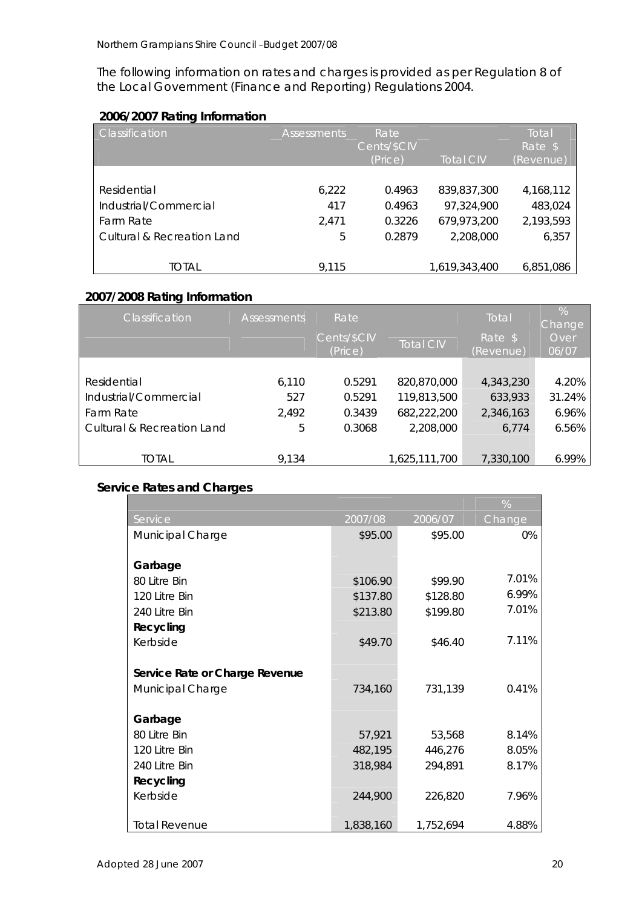The following information on rates and charges is provided as per Regulation 8 of the Local Government (Finance and Reporting) Regulations 2004.

**2006/2007 Rating Information**

| Classification | Assessments | Rate Cents/$CIV (Price) | Total CIV | Total Rate $ (Revenue) |
|---|---|---|---|---|
| Residential | 6,222 | 0.4963 | 839,837,300 | 4,168,112 |
| Industrial/Commercial | 417 | 0.4963 | 97,324,900 | 483,024 |
| Farm Rate | 2,471 | 0.3226 | 679,973,200 | 2,193,593 |
| Cultural & Recreation Land | 5 | 0.2879 | 2,208,000 | 6,357 |
| TOTAL | 9,115 | | 1,619,343,400 | 6,851,086 |

**2007/2008 Rating Information**

| Classification | Assessments | Rate Cents/$CIV (Price) | Total CIV | Total Rate $ (Revenue) | % Change Over 06/07 |
|---|---|---|---|---|---|
| Residential | 6,110 | 0.5291 | 820,870,000 | 4,343,230 | 4.20% |
| Industrial/Commercial | 527 | 0.5291 | 119,813,500 | 633,933 | 31.24% |
| Farm Rate | 2,492 | 0.3439 | 682,222,200 | 2,346,163 | 6.96% |
| Cultural & Recreation Land | 5 | 0.3068 | 2,208,000 | 6,774 | 6.56% |
| TOTAL | 9,134 | | 1,625,111,700 | 7,330,100 | 6.99% |

**Service Rates and Charges**

| Service | 2007/08 | 2006/07 | % Change |
|---|---|---|---|
| Municipal Charge | $95.00 | $95.00 | 0% |
| **Garbage** | | | |
| 80 Litre Bin | $106.90 | $99.90 | 7.01% |
| 120 Litre Bin | $137.80 | $128.80 | 6.99% |
| 240 Litre Bin | $213.80 | $199.80 | 7.01% |
| **Recycling** | | | |
| Kerbside | $49.70 | $46.40 | 7.11% |
| **Service Rate or Charge Revenue** | | | |
| Municipal Charge | 734,160 | 731,139 | 0.41% |
| **Garbage** | | | |
| 80 Litre Bin | 57,921 | 53,568 | 8.14% |
| 120 Litre Bin | 482,195 | 446,276 | 8.05% |
| 240 Litre Bin | 318,984 | 294,891 | 8.17% |
| **Recycling** | | | |
| Kerbside | 244,900 | 226,820 | 7.96% |
| Total Revenue | 1,838,160 | 1,752,694 | 4.88% |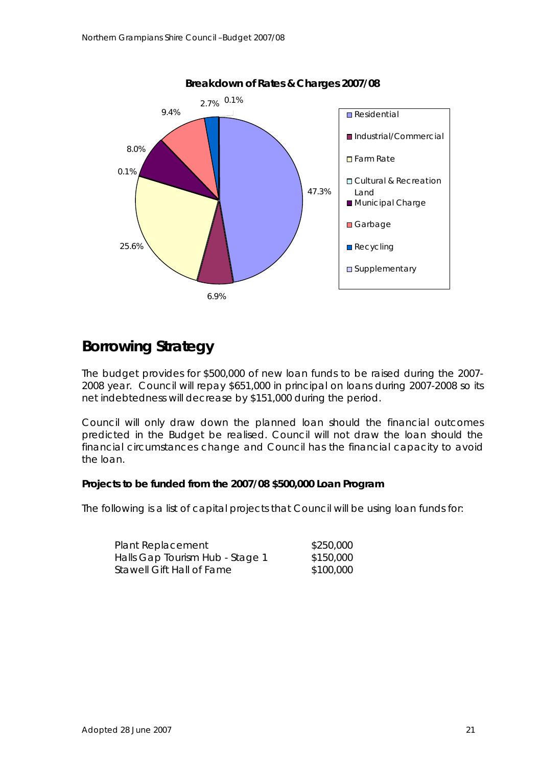**Breakdown of Rates & Charges 2007/08**

| Category | Percentage |
|---|---|
| Residential | 47.3% |
| Industrial/Commercial | 6.9% |
| Farm Rate | 25.6% |
| Cultural & Recreation Land | 0.1% |
| Municipal Charge | 8.0% |
| Garbage | 9.4% |
| Recycling | 2.7% |
| Supplementary | 0.1% |

## Borrowing Strategy

The budget provides for $500,000 of new loan funds to be raised during the 2007-2008 year. Council will repay $651,000 in principal on loans during 2007-2008 so its net indebtedness will decrease by $151,000 during the period.

Council will only draw down the planned loan should the financial outcomes predicted in the Budget be realised. Council will not draw the loan should the financial circumstances change and Council has the financial capacity to avoid the loan.

**Projects to be funded from the 2007/08 $500,000 Loan Program**

The following is a list of capital projects that Council will be using loan funds for:

| Project | Amount |
|---|---|
| Plant Replacement | $250,000 |
| Halls Gap Tourism Hub - Stage 1 | $150,000 |
| Stawell Gift Hall of Fame | $100,000 |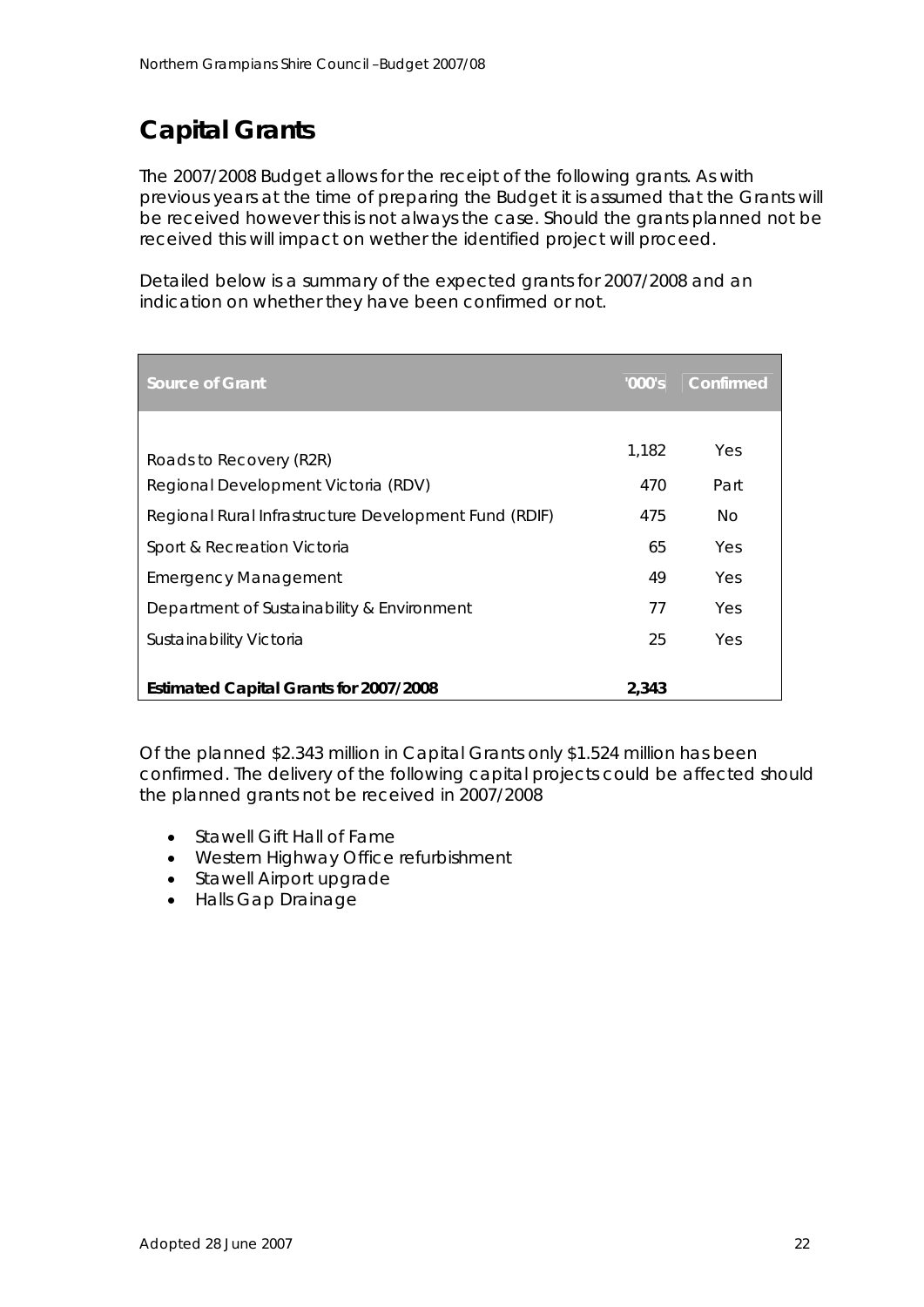## Capital Grants

The 2007/2008 Budget allows for the receipt of the following grants. As with previous years at the time of preparing the Budget it is assumed that the Grants will be received however this is not always the case. Should the grants planned not be received this will impact on wether the identified project will proceed.

Detailed below is a summary of the expected grants for 2007/2008 and an indication on whether they have been confirmed or not.

| Source of Grant | '000's | Confirmed |
|---|---|---|
| Roads to Recovery (R2R) | 1,182 | Yes |
| Regional Development Victoria (RDV) | 470 | Part |
| Regional Rural Infrastructure Development Fund (RDIF) | 475 | No |
| Sport & Recreation Victoria | 65 | Yes |
| Emergency Management | 49 | Yes |
| Department of Sustainability & Environment | 77 | Yes |
| Sustainability Victoria | 25 | Yes |
| **Estimated Capital Grants for 2007/2008** | **2,343** | |

Of the planned \$2.343 million in Capital Grants only \$1.524 million has been confirmed. The delivery of the following capital projects could be affected should the planned grants not be received in 2007/2008

- Stawell Gift Hall of Fame
- Western Highway Office refurbishment
- Stawell Airport upgrade
- Halls Gap Drainage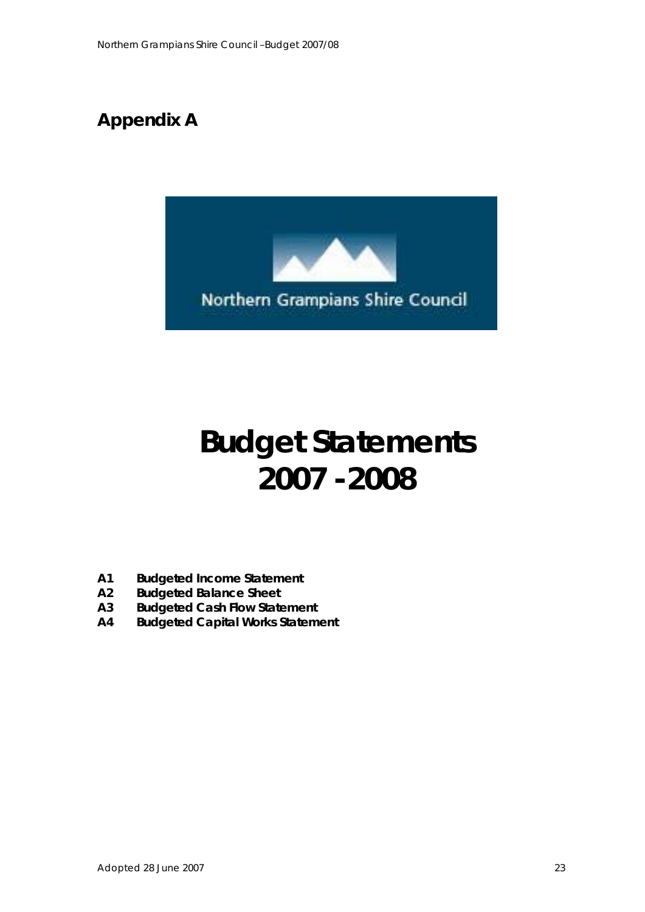# Appendix A

Northern Grampians Shire Council

# Budget Statements 2007 - 2008

- **A1 Budgeted Income Statement**
- **A2 Budgeted Balance Sheet**
- **A3 Budgeted Cash Flow Statement**
- **A4 Budgeted Capital Works Statement**

Adopted 28 June 2007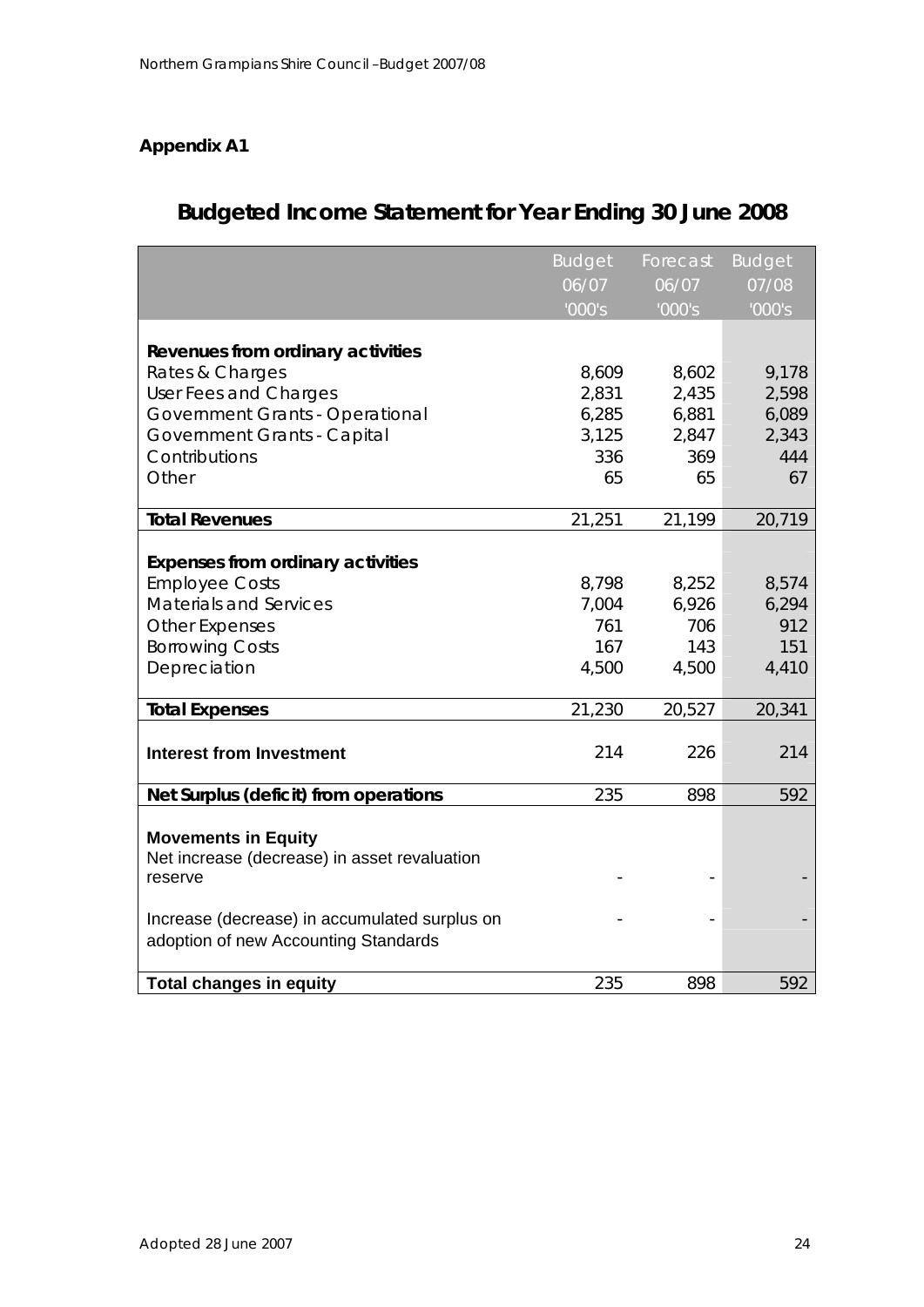**Appendix A1**

# Budgeted Income Statement for Year Ending 30 June 2008

| | Budget 06/07 '000's | Forecast 06/07 '000's | Budget 07/08 '000's |
|---|---|---|---|
| **Revenues from ordinary activities** | | | |
| Rates & Charges | 8,609 | 8,602 | 9,178 |
| User Fees and Charges | 2,831 | 2,435 | 2,598 |
| Government Grants - Operational | 6,285 | 6,881 | 6,089 |
| Government Grants - Capital | 3,125 | 2,847 | 2,343 |
| Contributions | 336 | 369 | 444 |
| Other | 65 | 65 | 67 |
| **Total Revenues** | 21,251 | 21,199 | 20,719 |
| **Expenses from ordinary activities** | | | |
| Employee Costs | 8,798 | 8,252 | 8,574 |
| Materials and Services | 7,004 | 6,926 | 6,294 |
| Other Expenses | 761 | 706 | 912 |
| Borrowing Costs | 167 | 143 | 151 |
| Depreciation | 4,500 | 4,500 | 4,410 |
| **Total Expenses** | 21,230 | 20,527 | 20,341 |
| **Interest from Investment** | 214 | 226 | 214 |
| **Net Surplus (deficit) from operations** | 235 | 898 | 592 |
| **Movements in Equity** | | | |
| Net increase (decrease) in asset revaluation reserve | - | - | - |
| Increase (decrease) in accumulated surplus on adoption of new Accounting Standards | - | - | - |
| **Total changes in equity** | 235 | 898 | 592 |

Adopted 28 June 2007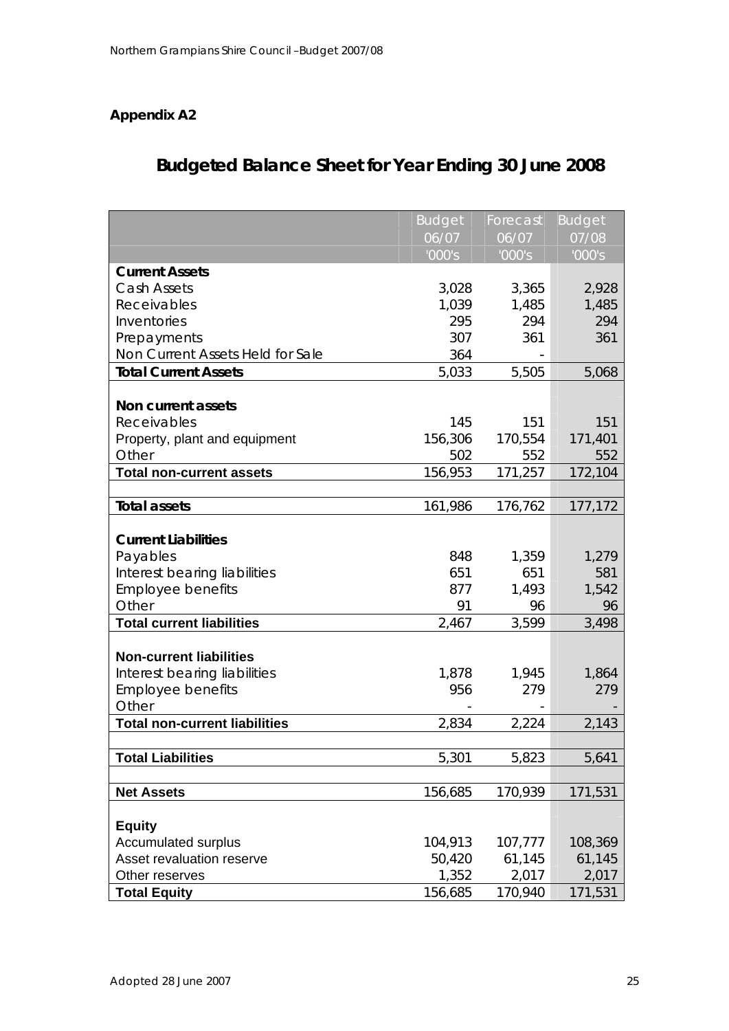**Appendix A2**

# Budgeted Balance Sheet for Year Ending 30 June 2008

| | Budget 06/07 '000's | Forecast 06/07 '000's | Budget 07/08 '000's |
|---|---|---|---|
| **Current Assets** | | | |
| Cash Assets | 3,028 | 3,365 | 2,928 |
| Receivables | 1,039 | 1,485 | 1,485 |
| Inventories | 295 | 294 | 294 |
| Prepayments | 307 | 361 | 361 |
| Non Current Assets Held for Sale | 364 | - | |
| **Total Current Assets** | 5,033 | 5,505 | 5,068 |
| | | | |
| **Non current assets** | | | |
| Receivables | 145 | 151 | 151 |
| Property, plant and equipment | 156,306 | 170,554 | 171,401 |
| Other | 502 | 552 | 552 |
| **Total non-current assets** | 156,953 | 171,257 | 172,104 |
| | | | |
| **Total assets** | 161,986 | 176,762 | 177,172 |
| | | | |
| **Current Liabilities** | | | |
| Payables | 848 | 1,359 | 1,279 |
| Interest bearing liabilities | 651 | 651 | 581 |
| Employee benefits | 877 | 1,493 | 1,542 |
| Other | 91 | 96 | 96 |
| **Total current liabilities** | 2,467 | 3,599 | 3,498 |
| | | | |
| **Non-current liabilities** | | | |
| Interest bearing liabilities | 1,878 | 1,945 | 1,864 |
| Employee benefits | 956 | 279 | 279 |
| Other | - | - | - |
| **Total non-current liabilities** | 2,834 | 2,224 | 2,143 |
| | | | |
| **Total Liabilities** | 5,301 | 5,823 | 5,641 |
| | | | |
| **Net Assets** | 156,685 | 170,939 | 171,531 |
| | | | |
| **Equity** | | | |
| Accumulated surplus | 104,913 | 107,777 | 108,369 |
| Asset revaluation reserve | 50,420 | 61,145 | 61,145 |
| Other reserves | 1,352 | 2,017 | 2,017 |
| **Total Equity** | 156,685 | 170,940 | 171,531 |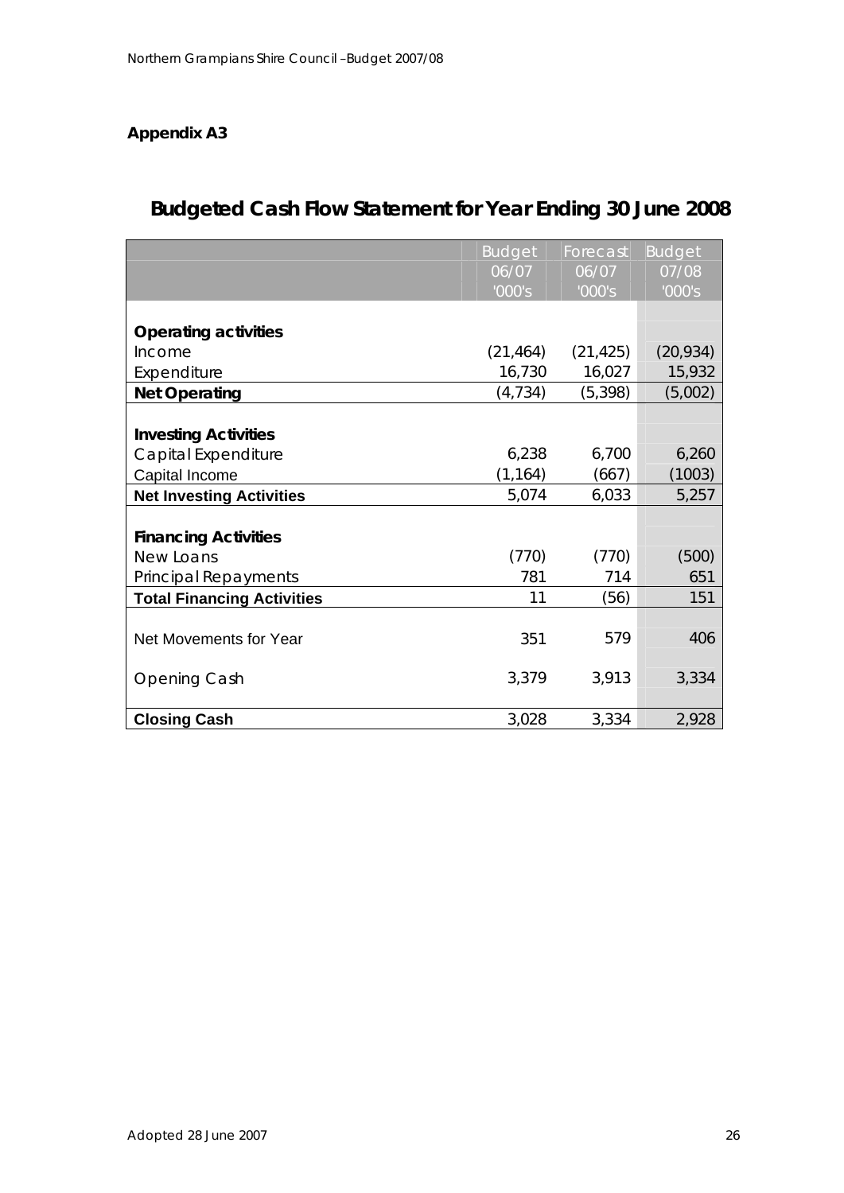**Appendix A3**

# Budgeted Cash Flow Statement for Year Ending 30 June 2008

| | Budget 06/07 '000's | Forecast 06/07 '000's | Budget 07/08 '000's |
|---|---|---|---|
| **Operating activities** | | | |
| Income | (21,464) | (21,425) | (20,934) |
| Expenditure | 16,730 | 16,027 | 15,932 |
| **Net Operating** | (4,734) | (5,398) | (5,002) |
| **Investing Activities** | | | |
| Capital Expenditure | 6,238 | 6,700 | 6,260 |
| Capital Income | (1,164) | (667) | (1003) |
| **Net Investing Activities** | 5,074 | 6,033 | 5,257 |
| **Financing Activities** | | | |
| New Loans | (770) | (770) | (500) |
| Principal Repayments | 781 | 714 | 651 |
| **Total Financing Activities** | 11 | (56) | 151 |
| Net Movements for Year | 351 | 579 | 406 |
| Opening Cash | 3,379 | 3,913 | 3,334 |
| **Closing Cash** | 3,028 | 3,334 | 2,928 |

Adopted 28 June 2007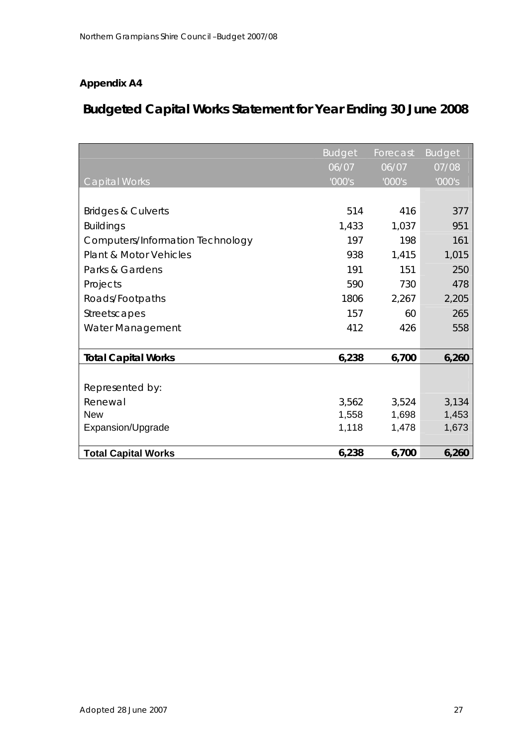**Appendix A4**

## Budgeted Capital Works Statement for Year Ending 30 June 2008

| Capital Works | Budget 06/07 '000's | Forecast 06/07 '000's | Budget 07/08 '000's |
|---|---|---|---|
| Bridges & Culverts | 514 | 416 | 377 |
| Buildings | 1,433 | 1,037 | 951 |
| Computers/Information Technology | 197 | 198 | 161 |
| Plant & Motor Vehicles | 938 | 1,415 | 1,015 |
| Parks & Gardens | 191 | 151 | 250 |
| Projects | 590 | 730 | 478 |
| Roads/Footpaths | 1806 | 2,267 | 2,205 |
| Streetscapes | 157 | 60 | 265 |
| Water Management | 412 | 426 | 558 |
| **Total Capital Works** | **6,238** | **6,700** | **6,260** |
| Represented by: | | | |
| Renewal | 3,562 | 3,524 | 3,134 |
| New | 1,558 | 1,698 | 1,453 |
| Expansion/Upgrade | 1,118 | 1,478 | 1,673 |
| **Total Capital Works** | **6,238** | **6,700** | **6,260** |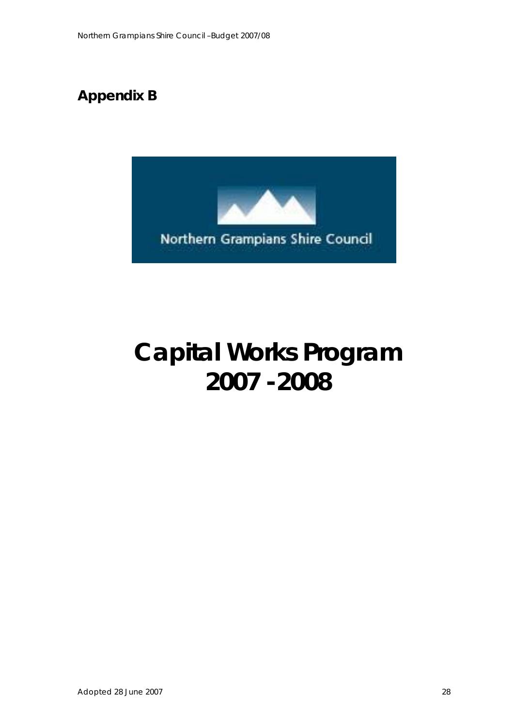## Appendix B

Northern Grampians Shire Council

# Capital Works Program 2007 - 2008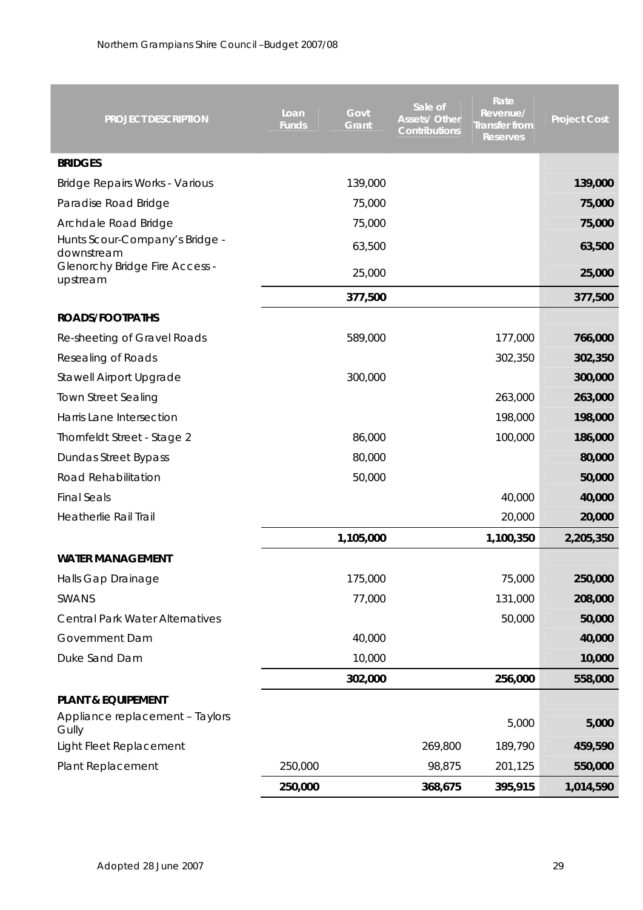| PROJECT DESCRIPTION | Loan Funds | Govt Grant | Sale of Assets/ Other Contributions | Rate Revenue/ Transfer from Reserves | Project Cost |
|---|---|---|---|---|---|
| **BRIDGES** | | | | | |
| Bridge Repairs Works - Various | | 139,000 | | | **139,000** |
| Paradise Road Bridge | | 75,000 | | | **75,000** |
| Archdale Road Bridge | | 75,000 | | | **75,000** |
| Hunts Scour-Company's Bridge - downstream | | 63,500 | | | **63,500** |
| Glenorchy Bridge Fire Access - upstream | | 25,000 | | | **25,000** |
| | | **377,500** | | | **377,500** |
| **ROADS/FOOTPATHS** | | | | | |
| Re-sheeting of Gravel Roads | | 589,000 | | 177,000 | **766,000** |
| Resealing of Roads | | | | 302,350 | **302,350** |
| Stawell Airport Upgrade | | 300,000 | | | **300,000** |
| Town Street Sealing | | | | 263,000 | **263,000** |
| Harris Lane Intersection | | | | 198,000 | **198,000** |
| Thornfeldt Street - Stage 2 | | 86,000 | | 100,000 | **186,000** |
| Dundas Street Bypass | | 80,000 | | | **80,000** |
| Road Rehabilitation | | 50,000 | | | **50,000** |
| Final Seals | | | | 40,000 | **40,000** |
| Heatherlie Rail Trail | | | | 20,000 | **20,000** |
| | | **1,105,000** | | **1,100,350** | **2,205,350** |
| **WATER MANAGEMENT** | | | | | |
| Halls Gap Drainage | | 175,000 | | 75,000 | **250,000** |
| SWANS | | 77,000 | | 131,000 | **208,000** |
| Central Park Water Alternatives | | | | 50,000 | **50,000** |
| Government Dam | | 40,000 | | | **40,000** |
| Duke Sand Dam | | 10,000 | | | **10,000** |
| | | **302,000** | | **256,000** | **558,000** |
| **PLANT & EQUIPEMENT** | | | | | |
| Appliance replacement – Taylors Gully | | | | 5,000 | **5,000** |
| Light Fleet Replacement | | | 269,800 | 189,790 | **459,590** |
| Plant Replacement | 250,000 | | 98,875 | 201,125 | **550,000** |
| | **250,000** | | **368,675** | **395,915** | **1,014,590** |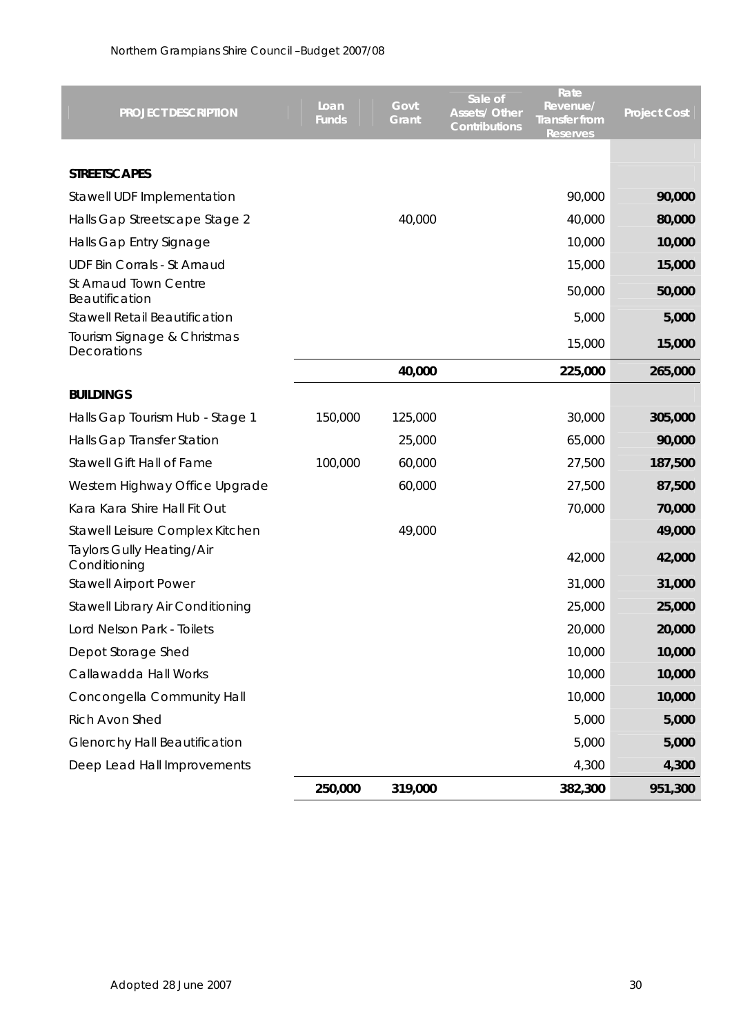| PROJECT DESCRIPTION | Loan Funds | Govt Grant | Sale of Assets/ Other Contributions | Rate Revenue/ Transfer from Reserves | Project Cost |
|---|---|---|---|---|---|
| **STREETSCAPES** | | | | | |
| Stawell UDF Implementation | | | | 90,000 | **90,000** |
| Halls Gap Streetscape Stage 2 | | 40,000 | | 40,000 | **80,000** |
| Halls Gap Entry Signage | | | | 10,000 | **10,000** |
| UDF Bin Corrals - St Arnaud | | | | 15,000 | **15,000** |
| St Arnaud Town Centre Beautification | | | | 50,000 | **50,000** |
| Stawell Retail Beautification | | | | 5,000 | **5,000** |
| Tourism Signage & Christmas Decorations | | | | 15,000 | **15,000** |
| | | **40,000** | | **225,000** | **265,000** |
| **BUILDINGS** | | | | | |
| Halls Gap Tourism Hub - Stage 1 | 150,000 | 125,000 | | 30,000 | **305,000** |
| Halls Gap Transfer Station | | 25,000 | | 65,000 | **90,000** |
| Stawell Gift Hall of Fame | 100,000 | 60,000 | | 27,500 | **187,500** |
| Western Highway Office Upgrade | | 60,000 | | 27,500 | **87,500** |
| Kara Kara Shire Hall Fit Out | | | | 70,000 | **70,000** |
| Stawell Leisure Complex Kitchen | | 49,000 | | | **49,000** |
| Taylors Gully Heating/Air Conditioning | | | | 42,000 | **42,000** |
| Stawell Airport Power | | | | 31,000 | **31,000** |
| Stawell Library Air Conditioning | | | | 25,000 | **25,000** |
| Lord Nelson Park - Toilets | | | | 20,000 | **20,000** |
| Depot Storage Shed | | | | 10,000 | **10,000** |
| Callawadda Hall Works | | | | 10,000 | **10,000** |
| Concongella Community Hall | | | | 10,000 | **10,000** |
| Rich Avon Shed | | | | 5,000 | **5,000** |
| Glenorchy Hall Beautification | | | | 5,000 | **5,000** |
| Deep Lead Hall Improvements | | | | 4,300 | **4,300** |
| | **250,000** | **319,000** | | **382,300** | **951,300** |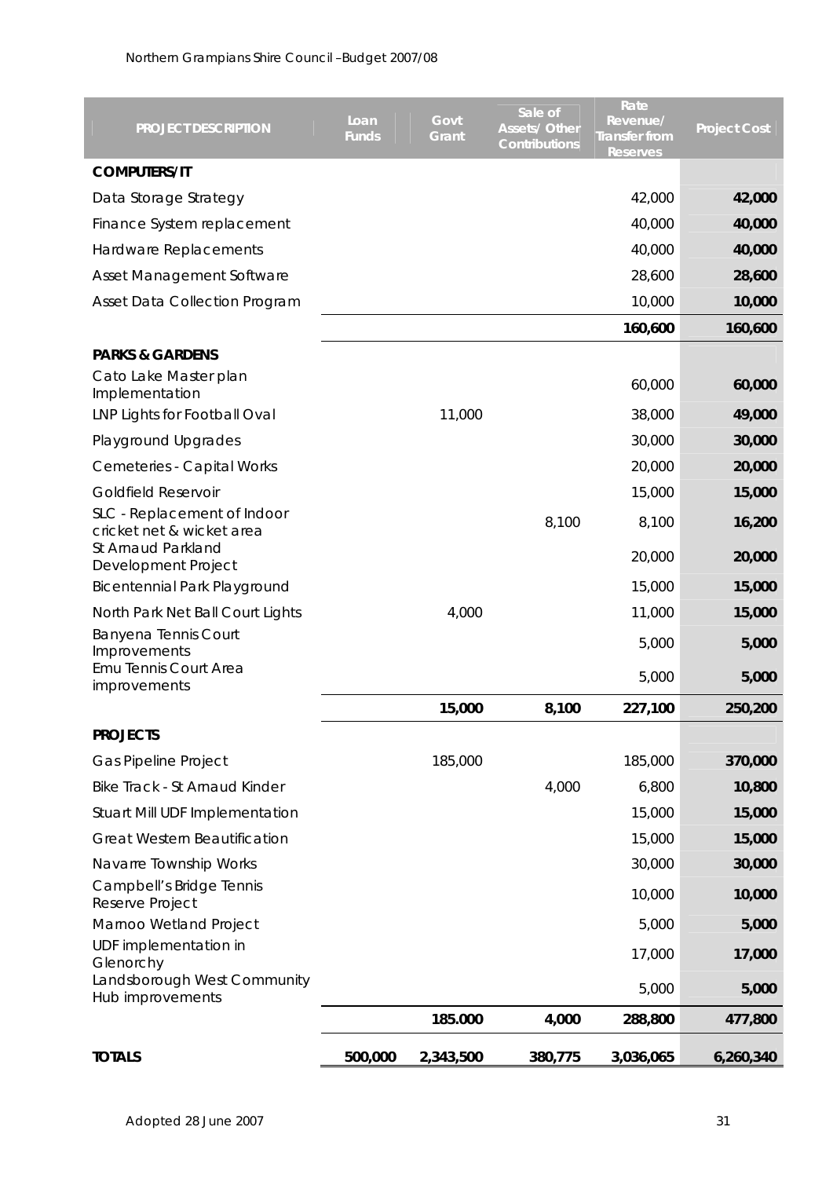| PROJECT DESCRIPTION | Loan Funds | Govt Grant | Sale of Assets/ Other Contributions | Rate Revenue/ Transfer from Reserves | Project Cost |
|---|---|---|---|---|---|
| **COMPUTERS/IT** | | | | | |
| Data Storage Strategy | | | | 42,000 | **42,000** |
| Finance System replacement | | | | 40,000 | **40,000** |
| Hardware Replacements | | | | 40,000 | **40,000** |
| Asset Management Software | | | | 28,600 | **28,600** |
| Asset Data Collection Program | | | | 10,000 | **10,000** |
| | | | | **160,600** | **160,600** |
| **PARKS & GARDENS** | | | | | |
| Cato Lake Master plan Implementation | | | | 60,000 | **60,000** |
| LNP Lights for Football Oval | | 11,000 | | 38,000 | **49,000** |
| Playground Upgrades | | | | 30,000 | **30,000** |
| Cemeteries - Capital Works | | | | 20,000 | **20,000** |
| Goldfield Reservoir | | | | 15,000 | **15,000** |
| SLC - Replacement of Indoor cricket net & wicket area | | | 8,100 | 8,100 | **16,200** |
| St Arnaud Parkland Development Project | | | | 20,000 | **20,000** |
| Bicentennial Park Playground | | | | 15,000 | **15,000** |
| North Park Net Ball Court Lights | | 4,000 | | 11,000 | **15,000** |
| Banyena Tennis Court Improvements | | | | 5,000 | **5,000** |
| Emu Tennis Court Area improvements | | | | 5,000 | **5,000** |
| | | **15,000** | **8,100** | **227,100** | **250,200** |
| **PROJECTS** | | | | | |
| Gas Pipeline Project | | 185,000 | | 185,000 | **370,000** |
| Bike Track - St Arnaud Kinder | | | 4,000 | 6,800 | **10,800** |
| Stuart Mill UDF Implementation | | | | 15,000 | **15,000** |
| Great Western Beautification | | | | 15,000 | **15,000** |
| Navarre Township Works | | | | 30,000 | **30,000** |
| Campbell's Bridge Tennis Reserve Project | | | | 10,000 | **10,000** |
| Marnoo Wetland Project | | | | 5,000 | **5,000** |
| UDF implementation in Glenorchy | | | | 17,000 | **17,000** |
| Landsborough West Community Hub improvements | | | | 5,000 | **5,000** |
| | | **185.000** | **4,000** | **288,800** | **477,800** |
| **TOTALS** | **500,000** | **2,343,500** | **380,775** | **3,036,065** | **6,260,340** |

Adopted 28 June 2007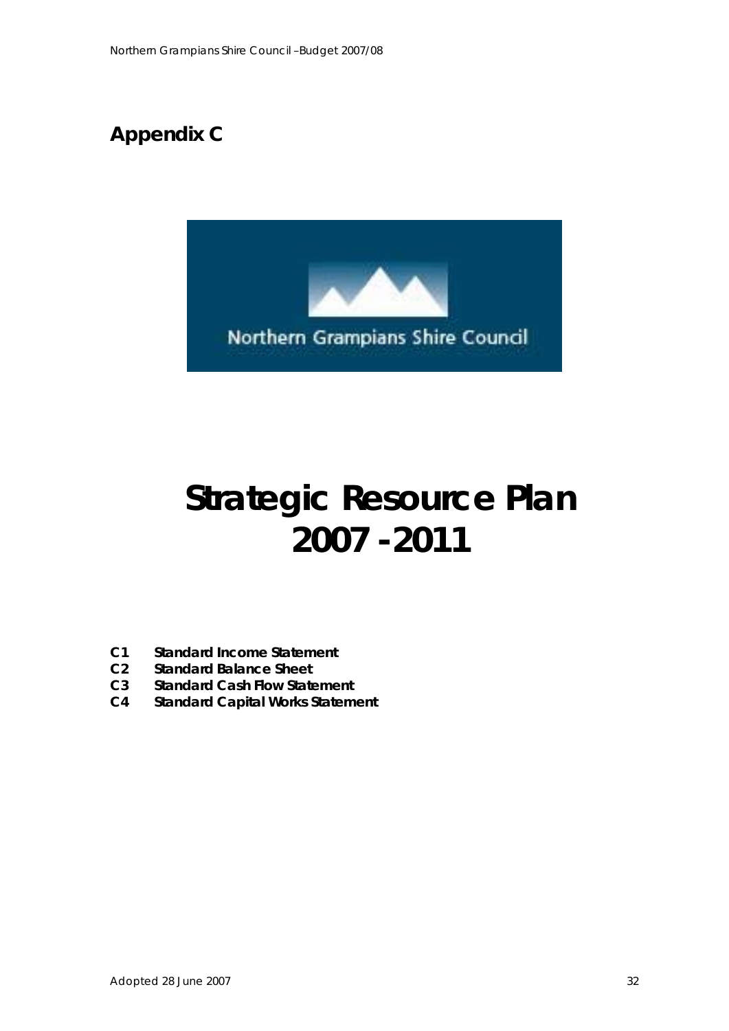## Appendix C

# Strategic Resource Plan 2007 -2011

- **C1 Standard Income Statement**
- **C2 Standard Balance Sheet**
- **C3 Standard Cash Flow Statement**
- **C4 Standard Capital Works Statement**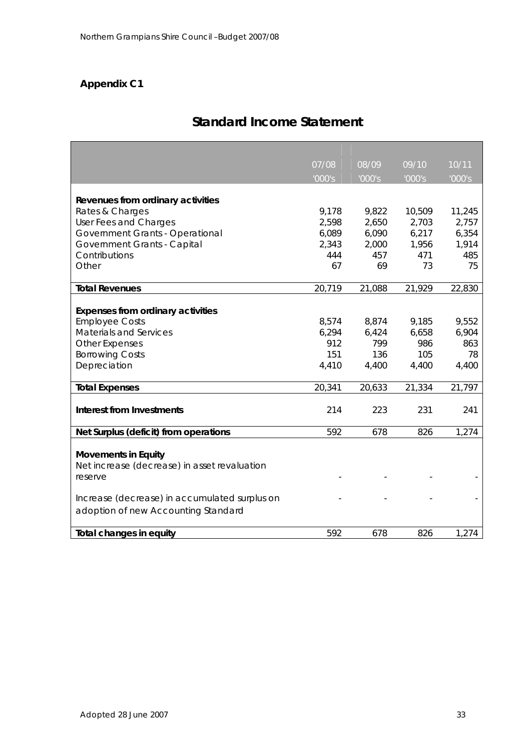**Appendix C1**

# Standard Income Statement

| | 07/08 '000's | 08/09 '000's | 09/10 '000's | 10/11 '000's |
|---|---|---|---|---|
| **Revenues from ordinary activities** | | | | |
| Rates & Charges | 9,178 | 9,822 | 10,509 | 11,245 |
| User Fees and Charges | 2,598 | 2,650 | 2,703 | 2,757 |
| Government Grants - Operational | 6,089 | 6,090 | 6,217 | 6,354 |
| Government Grants - Capital | 2,343 | 2,000 | 1,956 | 1,914 |
| Contributions | 444 | 457 | 471 | 485 |
| Other | 67 | 69 | 73 | 75 |
| **Total Revenues** | 20,719 | 21,088 | 21,929 | 22,830 |
| **Expenses from ordinary activities** | | | | |
| Employee Costs | 8,574 | 8,874 | 9,185 | 9,552 |
| Materials and Services | 6,294 | 6,424 | 6,658 | 6,904 |
| Other Expenses | 912 | 799 | 986 | 863 |
| Borrowing Costs | 151 | 136 | 105 | 78 |
| Depreciation | 4,410 | 4,400 | 4,400 | 4,400 |
| **Total Expenses** | 20,341 | 20,633 | 21,334 | 21,797 |
| **Interest from Investments** | 214 | 223 | 231 | 241 |
| **Net Surplus (deficit) from operations** | 592 | 678 | 826 | 1,274 |
| **Movements in Equity** | | | | |
| Net increase (decrease) in asset revaluation reserve | - | - | - | - |
| Increase (decrease) in accumulated surplus on adoption of new Accounting Standard | - | - | - | - |
| **Total changes in equity** | 592 | 678 | 826 | 1,274 |

Adopted 28 June 2007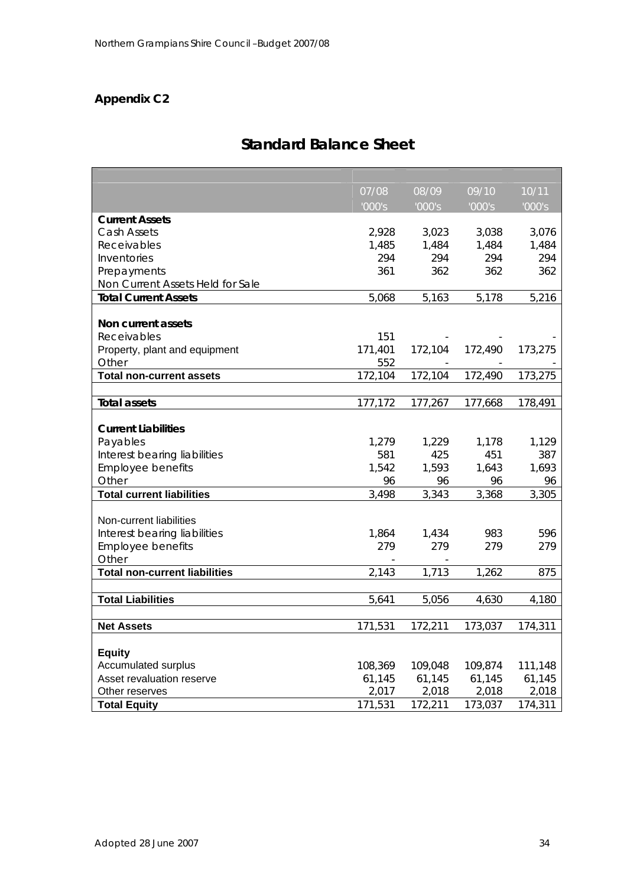## Appendix C2

# Standard Balance Sheet

| | 07/08 '000's | 08/09 '000's | 09/10 '000's | 10/11 '000's |
|---|---|---|---|---|
| **Current Assets** | | | | |
| Cash Assets | 2,928 | 3,023 | 3,038 | 3,076 |
| Receivables | 1,485 | 1,484 | 1,484 | 1,484 |
| Inventories | 294 | 294 | 294 | 294 |
| Prepayments | 361 | 362 | 362 | 362 |
| Non Current Assets Held for Sale | | | | |
| **Total Current Assets** | 5,068 | 5,163 | 5,178 | 5,216 |
| | | | | |
| **Non current assets** | | | | |
| Receivables | 151 | - | - | - |
| Property, plant and equipment | 171,401 | 172,104 | 172,490 | 173,275 |
| Other | 552 | - | - | - |
| **Total non-current assets** | 172,104 | 172,104 | 172,490 | 173,275 |
| | | | | |
| **Total assets** | 177,172 | 177,267 | 177,668 | 178,491 |
| | | | | |
| **Current Liabilities** | | | | |
| Payables | 1,279 | 1,229 | 1,178 | 1,129 |
| Interest bearing liabilities | 581 | 425 | 451 | 387 |
| Employee benefits | 1,542 | 1,593 | 1,643 | 1,693 |
| Other | 96 | 96 | 96 | 96 |
| **Total current liabilities** | 3,498 | 3,343 | 3,368 | 3,305 |
| | | | | |
| Non-current liabilities | | | | |
| Interest bearing liabilities | 1,864 | 1,434 | 983 | 596 |
| Employee benefits | 279 | 279 | 279 | 279 |
| Other | - | - | | |
| **Total non-current liabilities** | 2,143 | 1,713 | 1,262 | 875 |
| | | | | |
| **Total Liabilities** | 5,641 | 5,056 | 4,630 | 4,180 |
| | | | | |
| **Net Assets** | 171,531 | 172,211 | 173,037 | 174,311 |
| | | | | |
| **Equity** | | | | |
| Accumulated surplus | 108,369 | 109,048 | 109,874 | 111,148 |
| Asset revaluation reserve | 61,145 | 61,145 | 61,145 | 61,145 |
| Other reserves | 2,017 | 2,018 | 2,018 | 2,018 |
| **Total Equity** | 171,531 | 172,211 | 173,037 | 174,311 |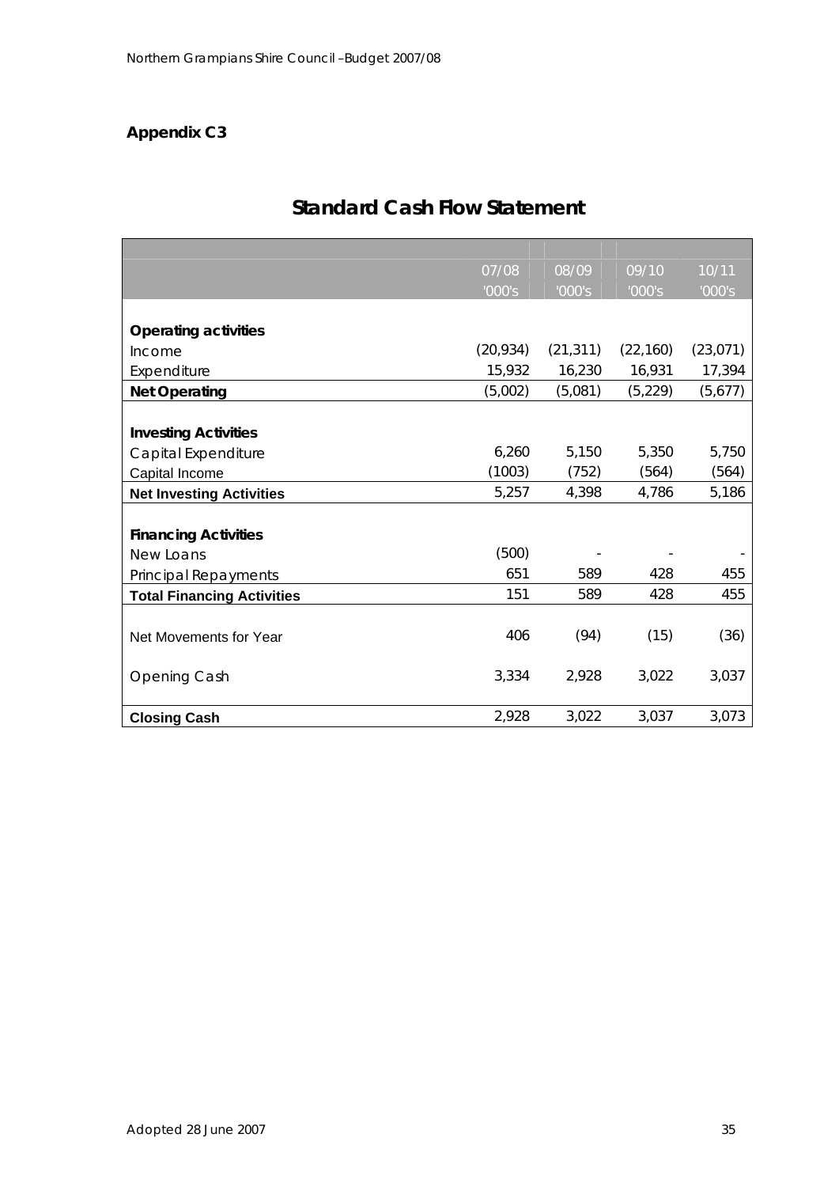## Appendix C3

# Standard Cash Flow Statement

| | 07/08 '000's | 08/09 '000's | 09/10 '000's | 10/11 '000's |
|---|---|---|---|---|
| **Operating activities** | | | | |
| Income | (20,934) | (21,311) | (22,160) | (23,071) |
| Expenditure | 15,932 | 16,230 | 16,931 | 17,394 |
| **Net Operating** | (5,002) | (5,081) | (5,229) | (5,677) |
| **Investing Activities** | | | | |
| Capital Expenditure | 6,260 | 5,150 | 5,350 | 5,750 |
| Capital Income | (1003) | (752) | (564) | (564) |
| **Net Investing Activities** | 5,257 | 4,398 | 4,786 | 5,186 |
| **Financing Activities** | | | | |
| New Loans | (500) | - | - | - |
| Principal Repayments | 651 | 589 | 428 | 455 |
| **Total Financing Activities** | 151 | 589 | 428 | 455 |
| Net Movements for Year | 406 | (94) | (15) | (36) |
| Opening Cash | 3,334 | 2,928 | 3,022 | 3,037 |
| **Closing Cash** | 2,928 | 3,022 | 3,037 | 3,073 |

Adopted 28 June 2007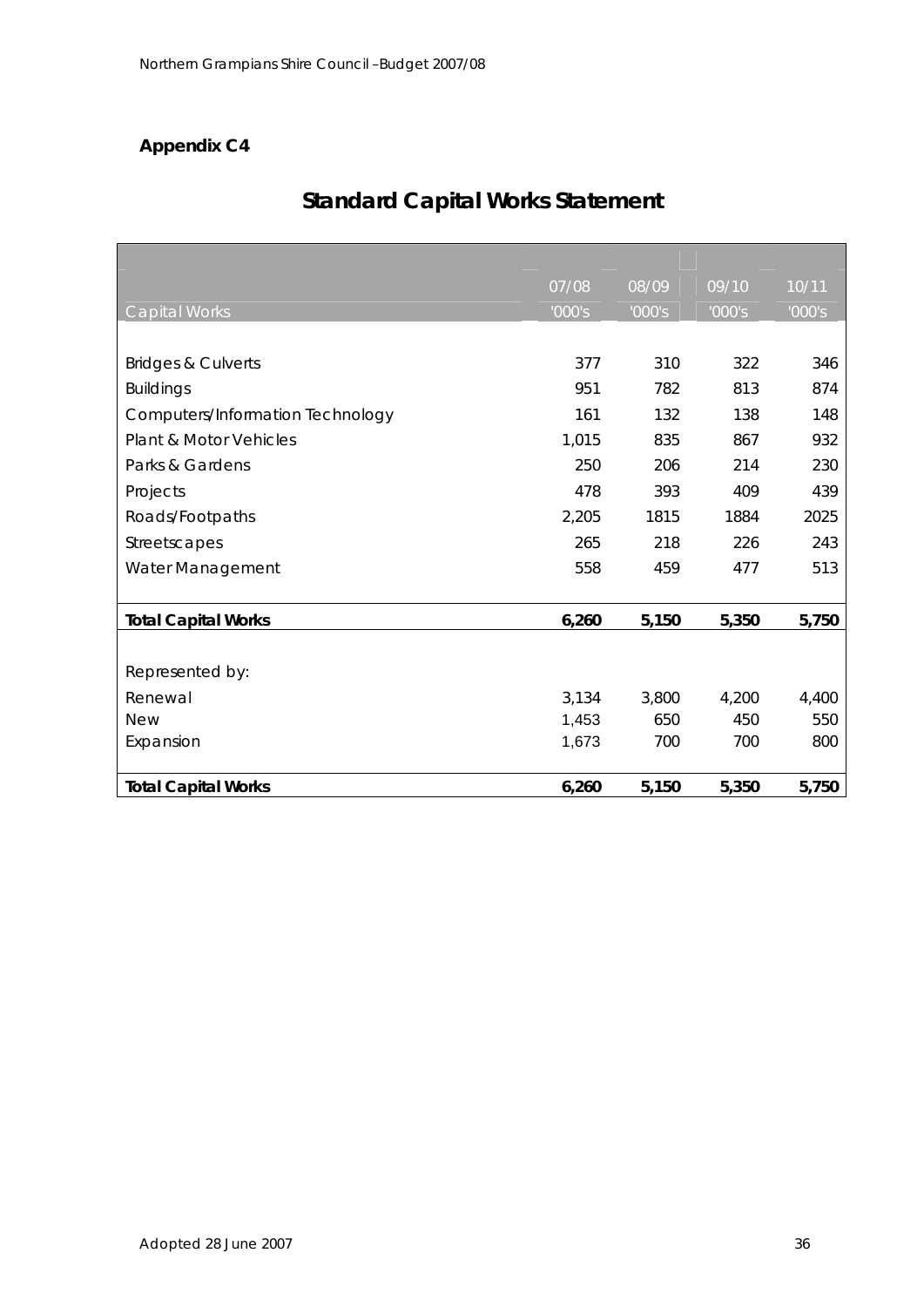**Appendix C4**

# Standard Capital Works Statement

| Capital Works | 07/08 '000's | 08/09 '000's | 09/10 '000's | 10/11 '000's |
|---|---|---|---|---|
| Bridges & Culverts | 377 | 310 | 322 | 346 |
| Buildings | 951 | 782 | 813 | 874 |
| Computers/Information Technology | 161 | 132 | 138 | 148 |
| Plant & Motor Vehicles | 1,015 | 835 | 867 | 932 |
| Parks & Gardens | 250 | 206 | 214 | 230 |
| Projects | 478 | 393 | 409 | 439 |
| Roads/Footpaths | 2,205 | 1815 | 1884 | 2025 |
| Streetscapes | 265 | 218 | 226 | 243 |
| Water Management | 558 | 459 | 477 | 513 |
| **Total Capital Works** | **6,260** | **5,150** | **5,350** | **5,750** |
| Represented by: | | | | |
| Renewal | 3,134 | 3,800 | 4,200 | 4,400 |
| New | 1,453 | 650 | 450 | 550 |
| Expansion | 1,673 | 700 | 700 | 800 |
| **Total Capital Works** | **6,260** | **5,150** | **5,350** | **5,750** |

Adopted 28 June 2007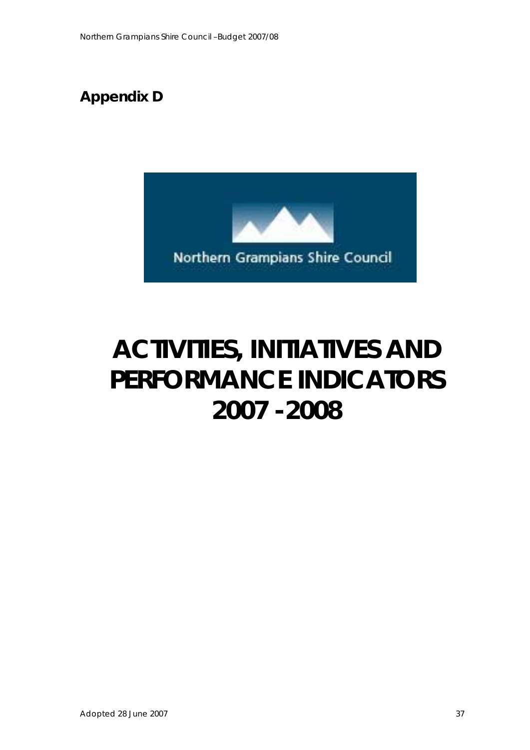## Appendix D

Northern Grampians Shire Council

# ACTIVITIES, INITIATIVES AND PERFORMANCE INDICATORS 2007 - 2008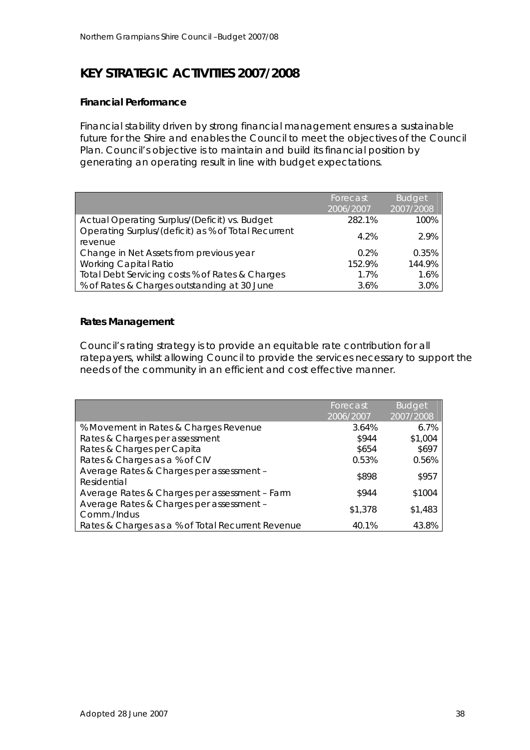# KEY STRATEGIC ACTIVITIES 2007/2008

### Financial Performance

Financial stability driven by strong financial management ensures a sustainable future for the Shire and enables the Council to meet the objectives of the Council Plan. Council's objective is to maintain and build its financial position by generating an operating result in line with budget expectations.

| | Forecast 2006/2007 | Budget 2007/2008 |
|---|---|---|
| Actual Operating Surplus/(Deficit) vs. Budget | 282.1% | 100% |
| Operating Surplus/(deficit) as % of Total Recurrent revenue | 4.2% | 2.9% |
| Change in Net Assets from previous year | 0.2% | 0.35% |
| Working Capital Ratio | 152.9% | 144.9% |
| Total Debt Servicing costs % of Rates & Charges | 1.7% | 1.6% |
| % of Rates & Charges outstanding at 30 June | 3.6% | 3.0% |

### Rates Management

Council's rating strategy is to provide an equitable rate contribution for all ratepayers, whilst allowing Council to provide the services necessary to support the needs of the community in an efficient and cost effective manner.

| | Forecast 2006/2007 | Budget 2007/2008 |
|---|---|---|
| % Movement in Rates & Charges Revenue | 3.64% | 6.7% |
| Rates & Charges per assessment | $944 | $1,004 |
| Rates & Charges per Capita | $654 | $697 |
| Rates & Charges as a % of CIV | 0.53% | 0.56% |
| Average Rates & Charges per assessment – Residential | $898 | $957 |
| Average Rates & Charges per assessment – Farm | $944 | $1004 |
| Average Rates & Charges per assessment – Comm./Indus | $1,378 | $1,483 |
| Rates & Charges as a % of Total Recurrent Revenue | 40.1% | 43.8% |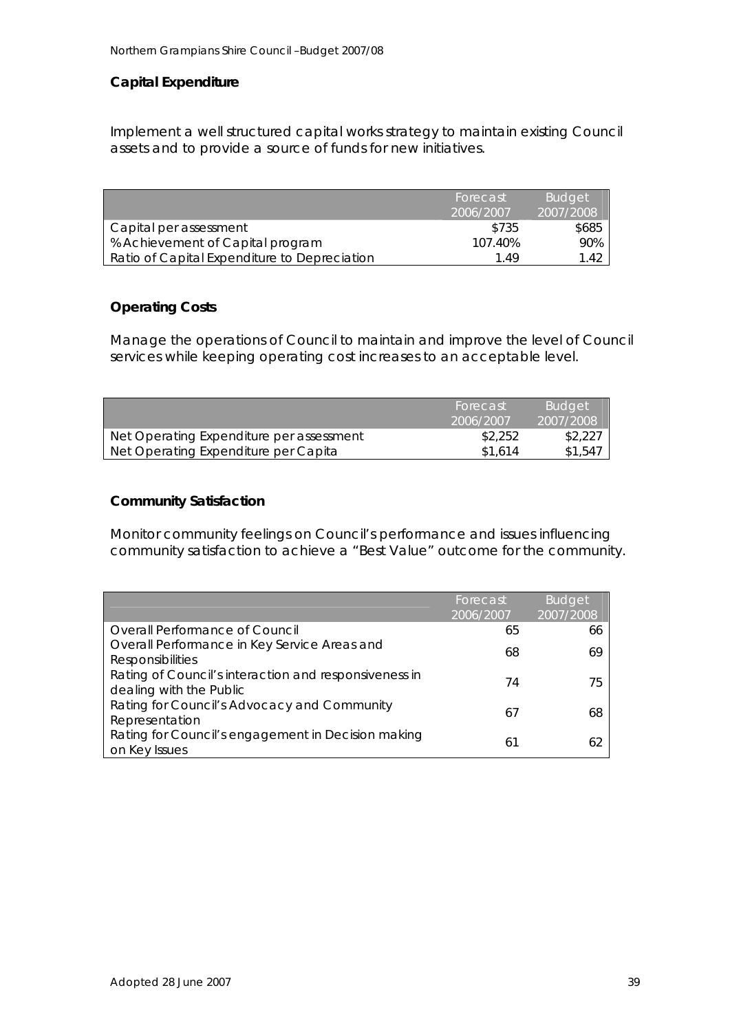### Capital Expenditure

Implement a well structured capital works strategy to maintain existing Council assets and to provide a source of funds for new initiatives.

| | Forecast 2006/2007 | Budget 2007/2008 |
|---|---|---|
| Capital per assessment | $735 | $685 |
| % Achievement of Capital program | 107.40% | 90% |
| Ratio of Capital Expenditure to Depreciation | 1.49 | 1.42 |

### Operating Costs

Manage the operations of Council to maintain and improve the level of Council services while keeping operating cost increases to an acceptable level.

| | Forecast 2006/2007 | Budget 2007/2008 |
|---|---|---|
| Net Operating Expenditure per assessment | $2,252 | $2,227 |
| Net Operating Expenditure per Capita | $1,614 | $1,547 |

### Community Satisfaction

Monitor community feelings on Council's performance and issues influencing community satisfaction to achieve a "Best Value" outcome for the community.

| | Forecast 2006/2007 | Budget 2007/2008 |
|---|---|---|
| Overall Performance of Council | 65 | 66 |
| Overall Performance in Key Service Areas and Responsibilities | 68 | 69 |
| Rating of Council's interaction and responsiveness in dealing with the Public | 74 | 75 |
| Rating for Council's Advocacy and Community Representation | 67 | 68 |
| Rating for Council's engagement in Decision making on Key Issues | 61 | 62 |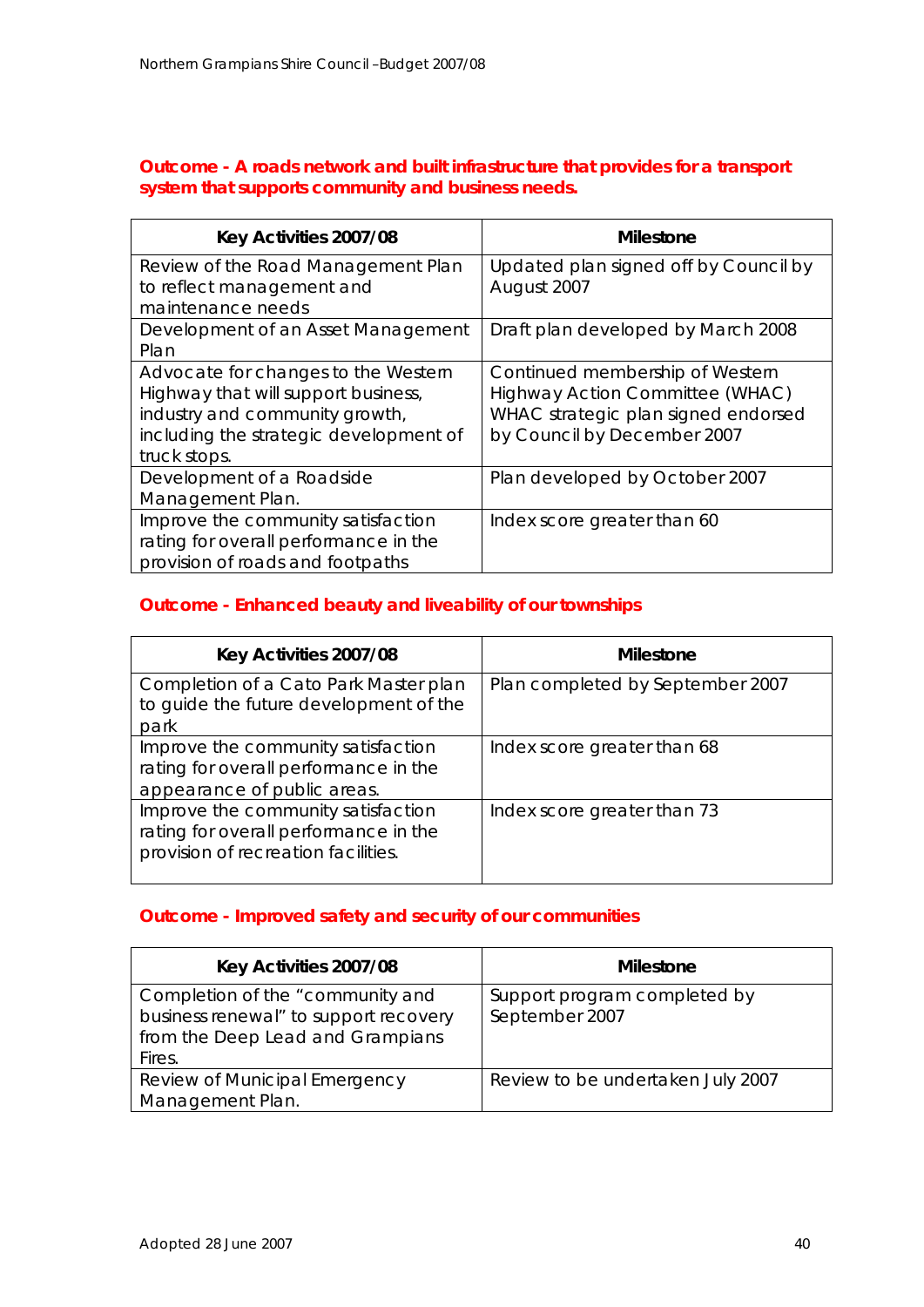**Outcome - A roads network and built infrastructure that provides for a transport system that supports community and business needs.**

| Key Activities 2007/08 | Milestone |
|---|---|
| Review of the Road Management Plan to reflect management and maintenance needs | Updated plan signed off by Council by August 2007 |
| Development of an Asset Management Plan | Draft plan developed by March 2008 |
| Advocate for changes to the Western Highway that will support business, industry and community growth, including the strategic development of truck stops. | Continued membership of Western Highway Action Committee (WHAC) WHAC strategic plan signed endorsed by Council by December 2007 |
| Development of a Roadside Management Plan. | Plan developed by October 2007 |
| Improve the community satisfaction rating for overall performance in the provision of roads and footpaths | Index score greater than 60 |

**Outcome - Enhanced beauty and liveability of our townships**

| Key Activities 2007/08 | Milestone |
|---|---|
| Completion of a Cato Park Master plan to guide the future development of the park | Plan completed by September 2007 |
| Improve the community satisfaction rating for overall performance in the appearance of public areas. | Index score greater than 68 |
| Improve the community satisfaction rating for overall performance in the provision of recreation facilities. | Index score greater than 73 |

**Outcome - Improved safety and security of our communities**

| Key Activities 2007/08 | Milestone |
|---|---|
| Completion of the "community and business renewal" to support recovery from the Deep Lead and Grampians Fires. | Support program completed by September 2007 |
| Review of Municipal Emergency Management Plan. | Review to be undertaken July 2007 |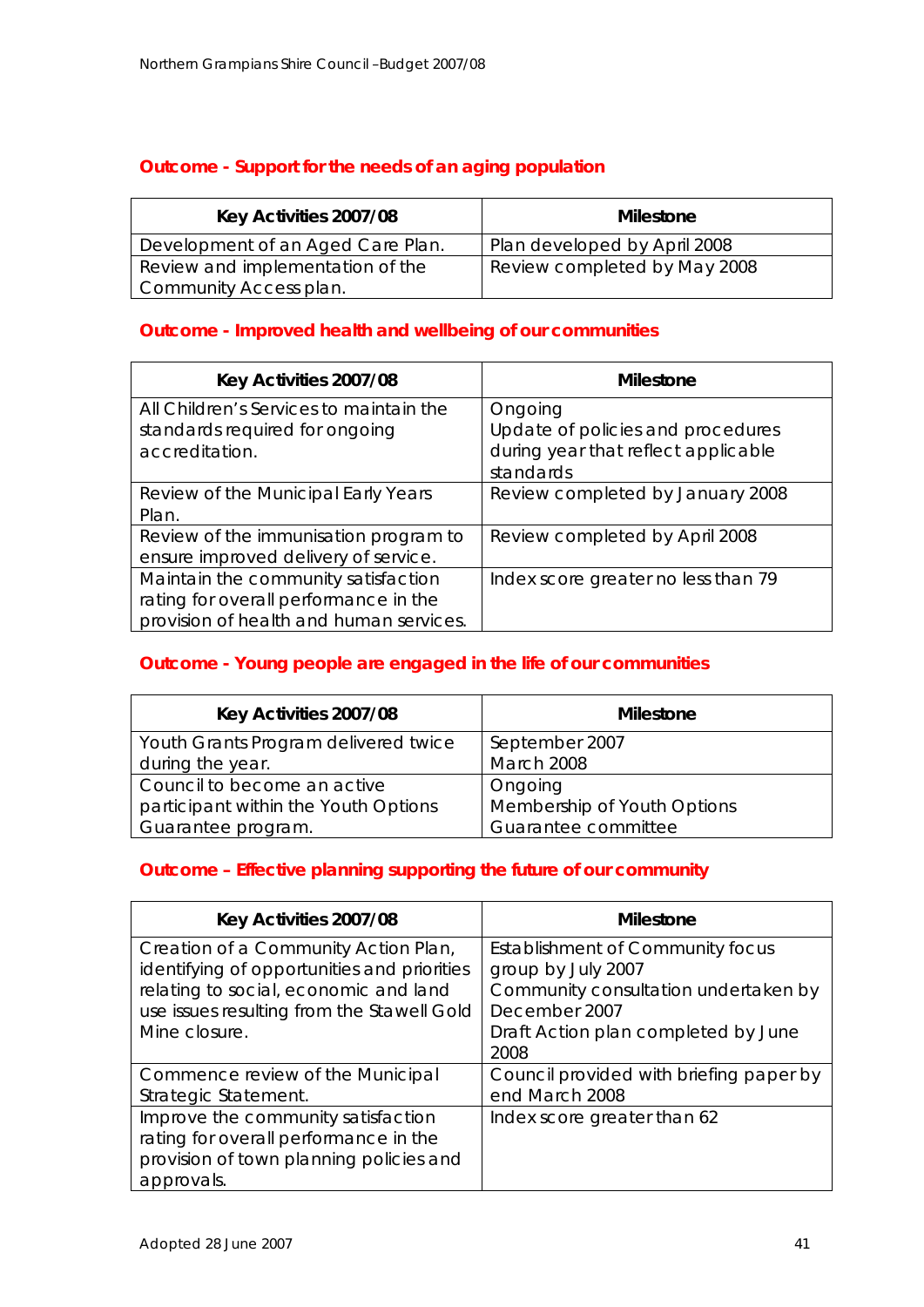## Outcome - Support for the needs of an aging population

| Key Activities 2007/08 | Milestone |
| --- | --- |
| Development of an Aged Care Plan. | Plan developed by April 2008 |
| Review and implementation of the Community Access plan. | Review completed by May 2008 |

## Outcome - Improved health and wellbeing of our communities

| Key Activities 2007/08 | Milestone |
| --- | --- |
| All Children's Services to maintain the standards required for ongoing accreditation. | Ongoing<br>Update of policies and procedures during year that reflect applicable standards |
| Review of the Municipal Early Years Plan. | Review completed by January 2008 |
| Review of the immunisation program to ensure improved delivery of service. | Review completed by April 2008 |
| Maintain the community satisfaction rating for overall performance in the provision of health and human services. | Index score greater no less than 79 |

## Outcome - Young people are engaged in the life of our communities

| Key Activities 2007/08 | Milestone |
| --- | --- |
| Youth Grants Program delivered twice during the year. | September 2007<br>March 2008 |
| Council to become an active participant within the Youth Options Guarantee program. | Ongoing<br>Membership of Youth Options Guarantee committee |

## Outcome – Effective planning supporting the future of our community

| Key Activities 2007/08 | Milestone |
| --- | --- |
| Creation of a Community Action Plan, identifying of opportunities and priorities relating to social, economic and land use issues resulting from the Stawell Gold Mine closure. | Establishment of Community focus group by July 2007<br>Community consultation undertaken by December 2007<br>Draft Action plan completed by June 2008 |
| Commence review of the Municipal Strategic Statement. | Council provided with briefing paper by end March 2008 |
| Improve the community satisfaction rating for overall performance in the provision of town planning policies and approvals. | Index score greater than 62 |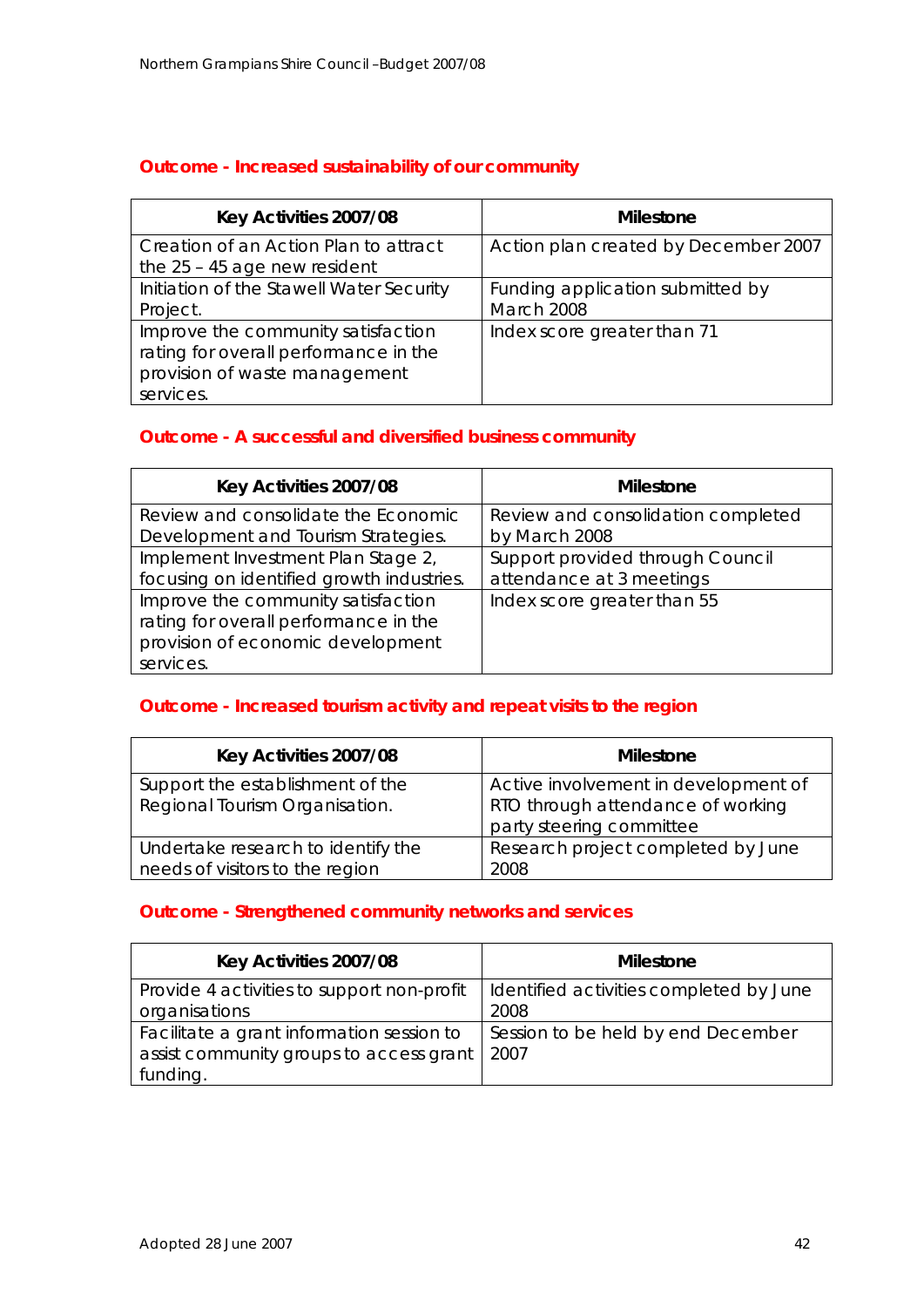### Outcome - Increased sustainability of our community

| Key Activities 2007/08 | Milestone |
|---|---|
| Creation of an Action Plan to attract the 25 – 45 age new resident | Action plan created by December 2007 |
| Initiation of the Stawell Water Security Project. | Funding application submitted by March 2008 |
| Improve the community satisfaction rating for overall performance in the provision of waste management services. | Index score greater than 71 |

### Outcome - A successful and diversified business community

| Key Activities 2007/08 | Milestone |
|---|---|
| Review and consolidate the Economic Development and Tourism Strategies. | Review and consolidation completed by March 2008 |
| Implement Investment Plan Stage 2, focusing on identified growth industries. | Support provided through Council attendance at 3 meetings |
| Improve the community satisfaction rating for overall performance in the provision of economic development services. | Index score greater than 55 |

### Outcome - Increased tourism activity and repeat visits to the region

| Key Activities 2007/08 | Milestone |
|---|---|
| Support the establishment of the Regional Tourism Organisation. | Active involvement in development of RTO through attendance of working party steering committee |
| Undertake research to identify the needs of visitors to the region | Research project completed by June 2008 |

### Outcome - Strengthened community networks and services

| Key Activities 2007/08 | Milestone |
|---|---|
| Provide 4 activities to support non-profit organisations | Identified activities completed by June 2008 |
| Facilitate a grant information session to assist community groups to access grant funding. | Session to be held by end December 2007 |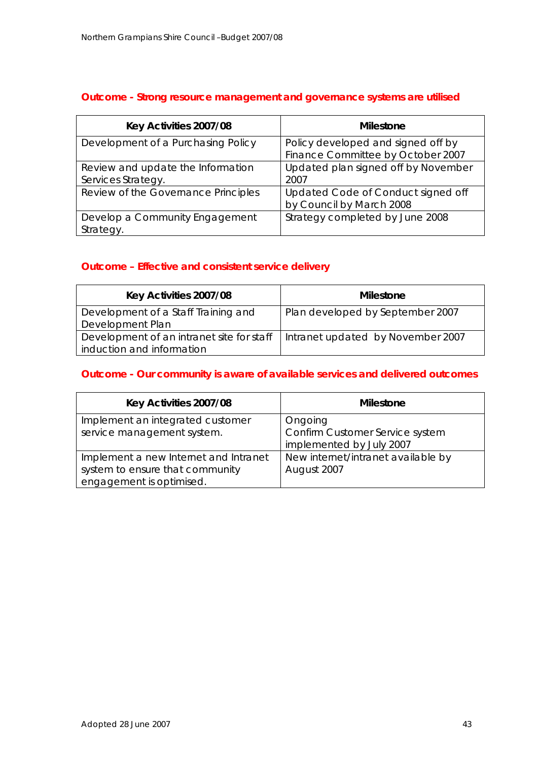## Outcome - Strong resource management and governance systems are utilised

| Key Activities 2007/08 | Milestone |
| --- | --- |
| Development of a Purchasing Policy | Policy developed and signed off by Finance Committee by October 2007 |
| Review and update the Information Services Strategy. | Updated plan signed off by November 2007 |
| Review of the Governance Principles | Updated Code of Conduct signed off by Council by March 2008 |
| Develop a Community Engagement Strategy. | Strategy completed by June 2008 |

## Outcome – Effective and consistent service delivery

| Key Activities 2007/08 | Milestone |
| --- | --- |
| Development of a Staff Training and Development Plan | Plan developed by September 2007 |
| Development of an intranet site for staff induction and information | Intranet updated by November 2007 |

## Outcome - Our community is aware of available services and delivered outcomes

| Key Activities 2007/08 | Milestone |
| --- | --- |
| Implement an integrated customer service management system. | Ongoing<br>Confirm Customer Service system implemented by July 2007 |
| Implement a new Internet and Intranet system to ensure that community engagement is optimised. | New internet/intranet available by August 2007 |

Adopted 28 June 2007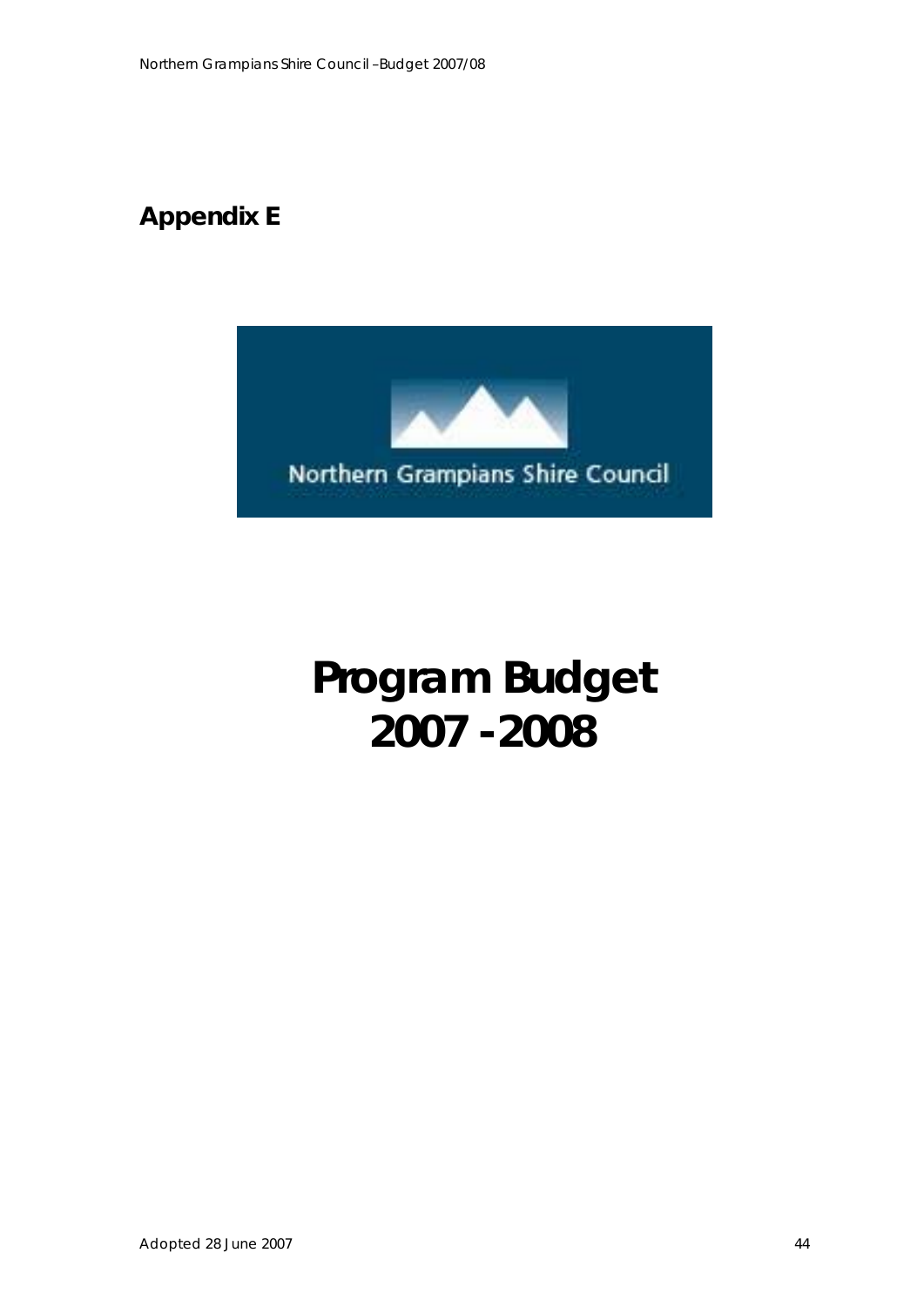# Appendix E

Northern Grampians Shire Council

# Program Budget 2007 - 2008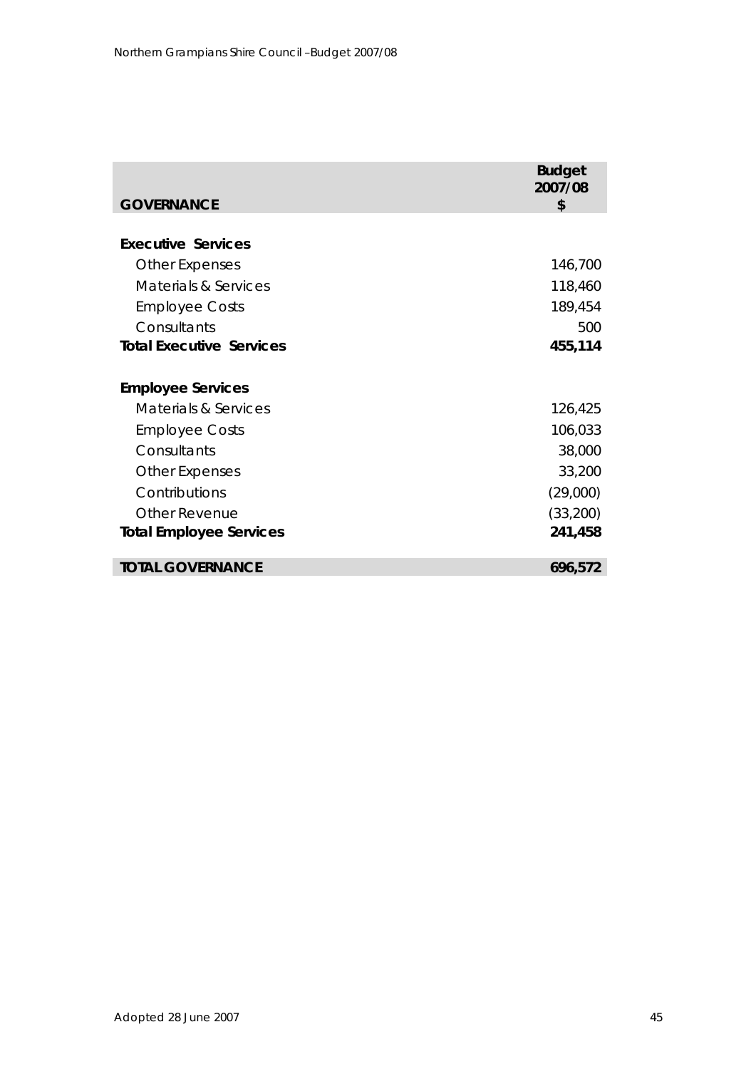| GOVERNANCE | Budget 2007/08 $ |
|---|---|
| **Executive Services** | |
| Other Expenses | 146,700 |
| Materials & Services | 118,460 |
| Employee Costs | 189,454 |
| Consultants | 500 |
| **Total Executive Services** | **455,114** |
| **Employee Services** | |
| Materials & Services | 126,425 |
| Employee Costs | 106,033 |
| Consultants | 38,000 |
| Other Expenses | 33,200 |
| Contributions | (29,000) |
| Other Revenue | (33,200) |
| **Total Employee Services** | **241,458** |
| **TOTAL GOVERNANCE** | **696,572** |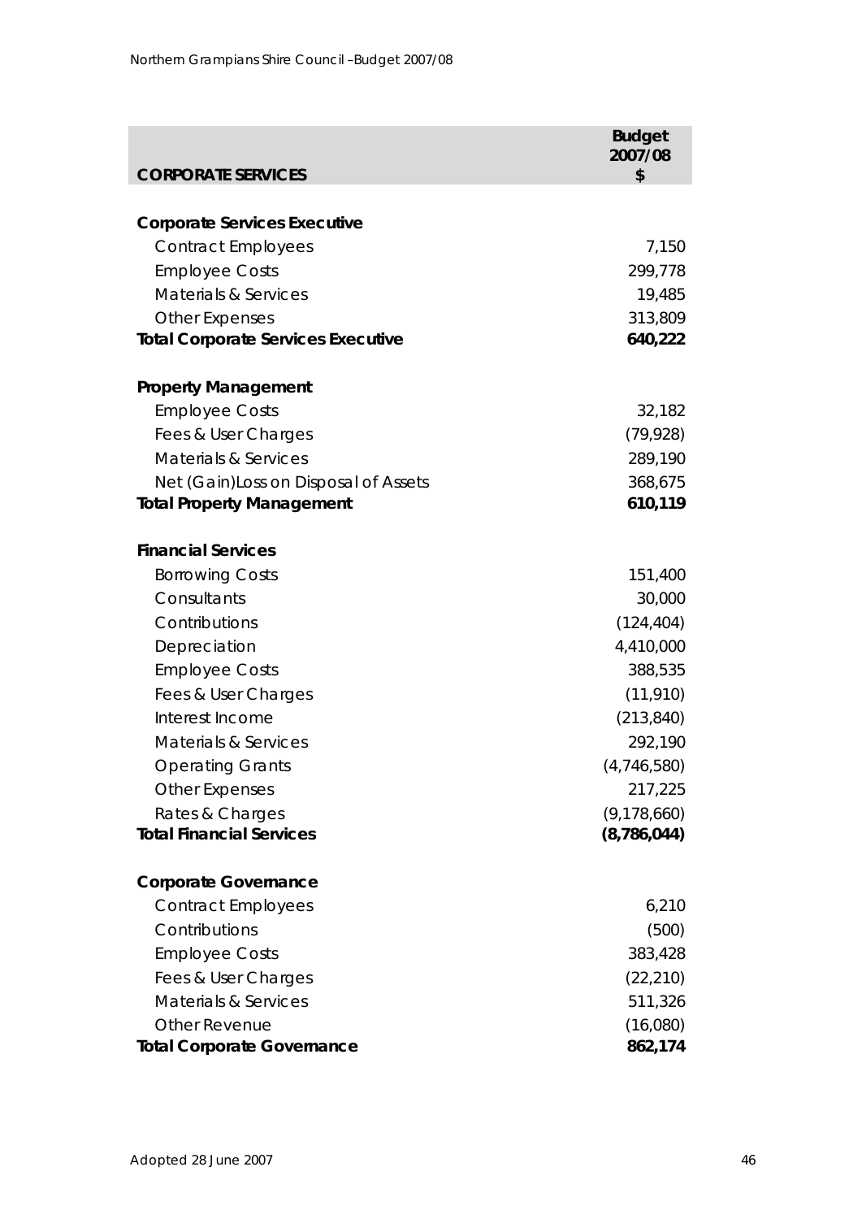| CORPORATE SERVICES | Budget 2007/08 $ |
|---|---|
| **Corporate Services Executive** | |
| Contract Employees | 7,150 |
| Employee Costs | 299,778 |
| Materials & Services | 19,485 |
| Other Expenses | 313,809 |
| **Total Corporate Services Executive** | **640,222** |
| | |
| **Property Management** | |
| Employee Costs | 32,182 |
| Fees & User Charges | (79,928) |
| Materials & Services | 289,190 |
| Net (Gain)Loss on Disposal of Assets | 368,675 |
| **Total Property Management** | **610,119** |
| | |
| **Financial Services** | |
| Borrowing Costs | 151,400 |
| Consultants | 30,000 |
| Contributions | (124,404) |
| Depreciation | 4,410,000 |
| Employee Costs | 388,535 |
| Fees & User Charges | (11,910) |
| Interest Income | (213,840) |
| Materials & Services | 292,190 |
| Operating Grants | (4,746,580) |
| Other Expenses | 217,225 |
| Rates & Charges | (9,178,660) |
| **Total Financial Services** | **(8,786,044)** |
| | |
| **Corporate Governance** | |
| Contract Employees | 6,210 |
| Contributions | (500) |
| Employee Costs | 383,428 |
| Fees & User Charges | (22,210) |
| Materials & Services | 511,326 |
| Other Revenue | (16,080) |
| **Total Corporate Governance** | **862,174** |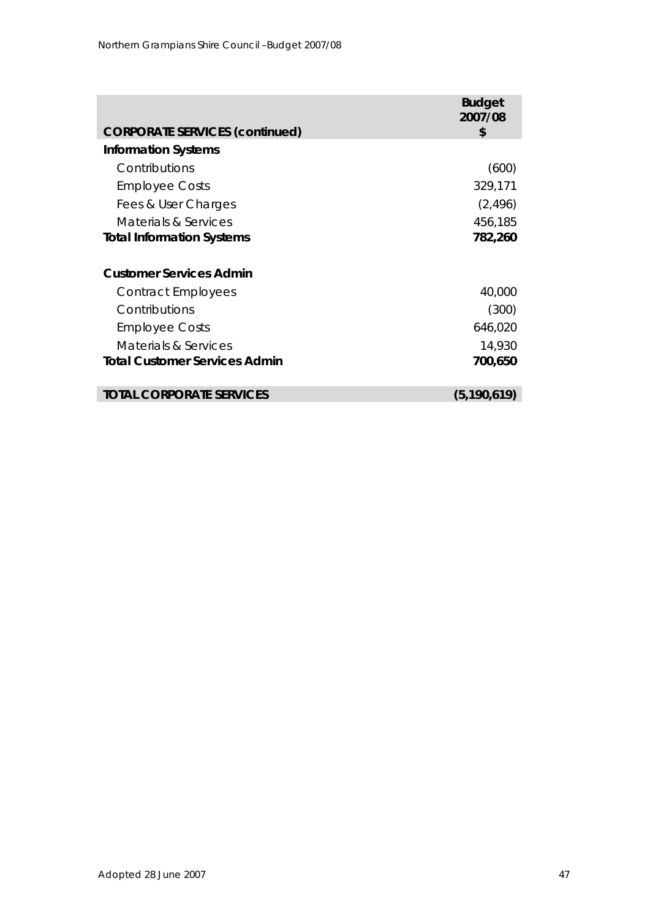| CORPORATE SERVICES (continued) | Budget 2007/08 $ |
|---|---|
| **Information Systems** | |
| Contributions | (600) |
| Employee Costs | 329,171 |
| Fees & User Charges | (2,496) |
| Materials & Services | 456,185 |
| **Total Information Systems** | **782,260** |
| | |
| **Customer Services Admin** | |
| Contract Employees | 40,000 |
| Contributions | (300) |
| Employee Costs | 646,020 |
| Materials & Services | 14,930 |
| **Total Customer Services Admin** | **700,650** |
| | |
| **TOTAL CORPORATE SERVICES** | **(5,190,619)** |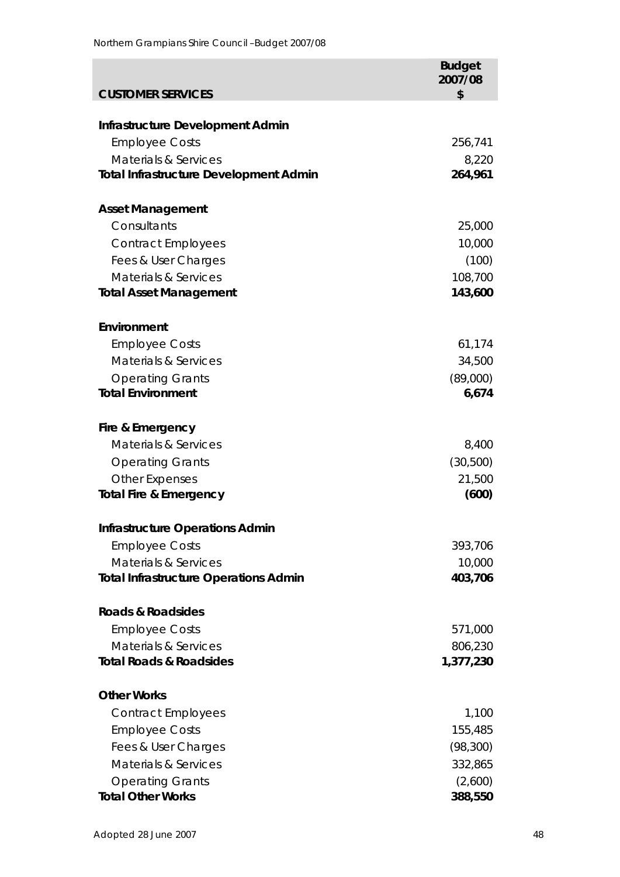| CUSTOMER SERVICES | Budget 2007/08 $ |
|---|---|
| **Infrastructure Development Admin** | |
| Employee Costs | 256,741 |
| Materials & Services | 8,220 |
| **Total Infrastructure Development Admin** | **264,961** |
| **Asset Management** | |
| Consultants | 25,000 |
| Contract Employees | 10,000 |
| Fees & User Charges | (100) |
| Materials & Services | 108,700 |
| **Total Asset Management** | **143,600** |
| **Environment** | |
| Employee Costs | 61,174 |
| Materials & Services | 34,500 |
| Operating Grants | (89,000) |
| **Total Environment** | **6,674** |
| **Fire & Emergency** | |
| Materials & Services | 8,400 |
| Operating Grants | (30,500) |
| Other Expenses | 21,500 |
| **Total Fire & Emergency** | **(600)** |
| **Infrastructure Operations Admin** | |
| Employee Costs | 393,706 |
| Materials & Services | 10,000 |
| **Total Infrastructure Operations Admin** | **403,706** |
| **Roads & Roadsides** | |
| Employee Costs | 571,000 |
| Materials & Services | 806,230 |
| **Total Roads & Roadsides** | **1,377,230** |
| **Other Works** | |
| Contract Employees | 1,100 |
| Employee Costs | 155,485 |
| Fees & User Charges | (98,300) |
| Materials & Services | 332,865 |
| Operating Grants | (2,600) |
| **Total Other Works** | **388,550** |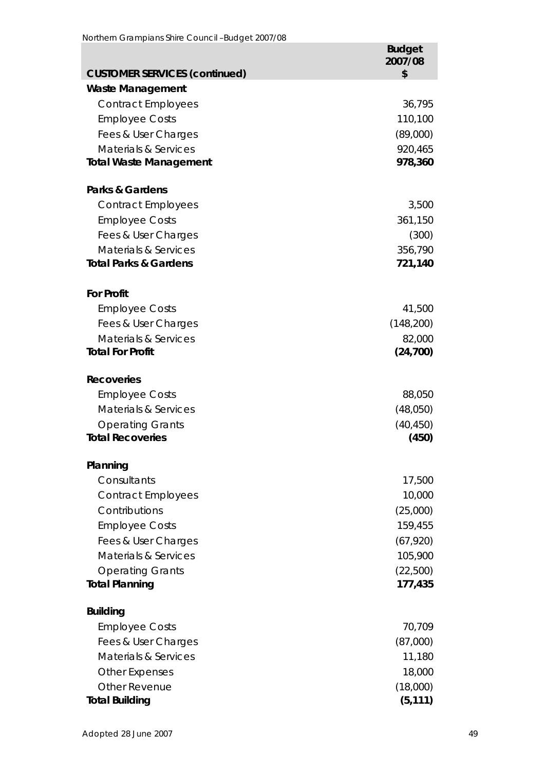| CUSTOMER SERVICES (continued) | Budget 2007/08 $ |
|---|---|
| **Waste Management** | |
| Contract Employees | 36,795 |
| Employee Costs | 110,100 |
| Fees & User Charges | (89,000) |
| Materials & Services | 920,465 |
| **Total Waste Management** | **978,360** |
| | |
| **Parks & Gardens** | |
| Contract Employees | 3,500 |
| Employee Costs | 361,150 |
| Fees & User Charges | (300) |
| Materials & Services | 356,790 |
| **Total Parks & Gardens** | **721,140** |
| | |
| **For Profit** | |
| Employee Costs | 41,500 |
| Fees & User Charges | (148,200) |
| Materials & Services | 82,000 |
| **Total For Profit** | **(24,700)** |
| | |
| **Recoveries** | |
| Employee Costs | 88,050 |
| Materials & Services | (48,050) |
| Operating Grants | (40,450) |
| **Total Recoveries** | **(450)** |
| | |
| **Planning** | |
| Consultants | 17,500 |
| Contract Employees | 10,000 |
| Contributions | (25,000) |
| Employee Costs | 159,455 |
| Fees & User Charges | (67,920) |
| Materials & Services | 105,900 |
| Operating Grants | (22,500) |
| **Total Planning** | **177,435** |
| | |
| **Building** | |
| Employee Costs | 70,709 |
| Fees & User Charges | (87,000) |
| Materials & Services | 11,180 |
| Other Expenses | 18,000 |
| Other Revenue | (18,000) |
| **Total Building** | **(5,111)** |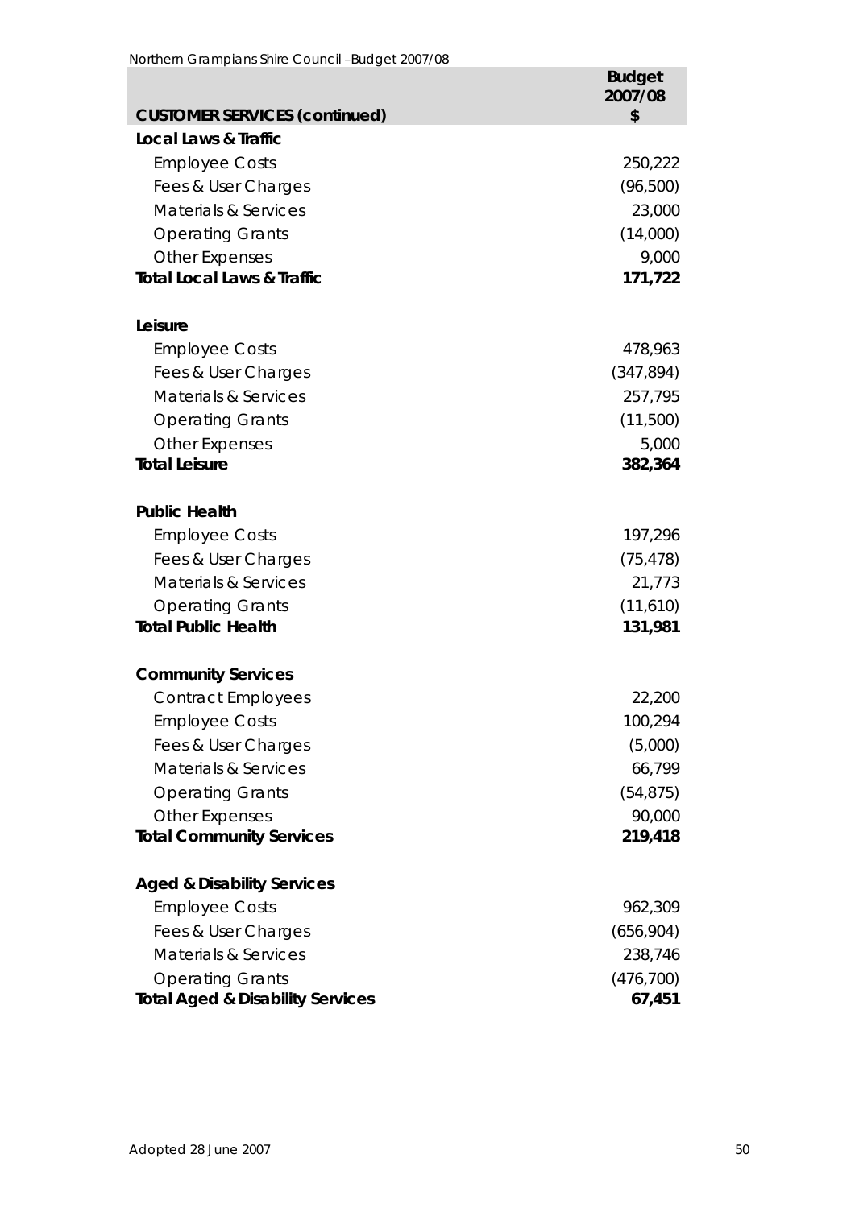| CUSTOMER SERVICES (continued) | Budget 2007/08 $ |
|---|---|
| **Local Laws & Traffic** | |
| Employee Costs | 250,222 |
| Fees & User Charges | (96,500) |
| Materials & Services | 23,000 |
| Operating Grants | (14,000) |
| Other Expenses | 9,000 |
| **Total Local Laws & Traffic** | **171,722** |
| | |
| **Leisure** | |
| Employee Costs | 478,963 |
| Fees & User Charges | (347,894) |
| Materials & Services | 257,795 |
| Operating Grants | (11,500) |
| Other Expenses | 5,000 |
| **Total Leisure** | **382,364** |
| | |
| **Public Health** | |
| Employee Costs | 197,296 |
| Fees & User Charges | (75,478) |
| Materials & Services | 21,773 |
| Operating Grants | (11,610) |
| **Total Public Health** | **131,981** |
| | |
| **Community Services** | |
| Contract Employees | 22,200 |
| Employee Costs | 100,294 |
| Fees & User Charges | (5,000) |
| Materials & Services | 66,799 |
| Operating Grants | (54,875) |
| Other Expenses | 90,000 |
| **Total Community Services** | **219,418** |
| | |
| **Aged & Disability Services** | |
| Employee Costs | 962,309 |
| Fees & User Charges | (656,904) |
| Materials & Services | 238,746 |
| Operating Grants | (476,700) |
| **Total Aged & Disability Services** | **67,451** |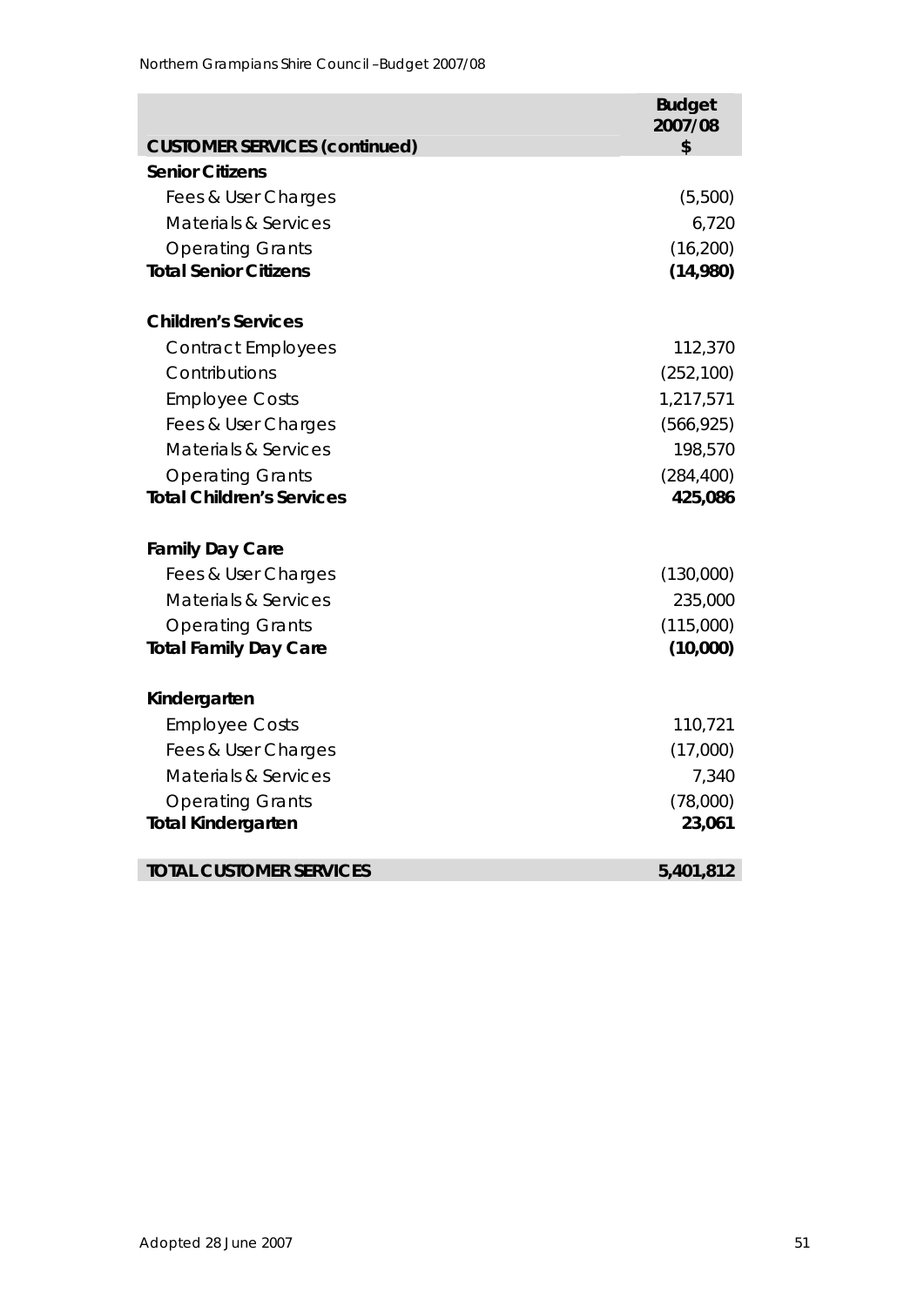| CUSTOMER SERVICES (continued) | Budget 2007/08 $ |
|---|---|
| **Senior Citizens** | |
| Fees & User Charges | (5,500) |
| Materials & Services | 6,720 |
| Operating Grants | (16,200) |
| **Total Senior Citizens** | **(14,980)** |
| | |
| **Children's Services** | |
| Contract Employees | 112,370 |
| Contributions | (252,100) |
| Employee Costs | 1,217,571 |
| Fees & User Charges | (566,925) |
| Materials & Services | 198,570 |
| Operating Grants | (284,400) |
| **Total Children's Services** | **425,086** |
| | |
| **Family Day Care** | |
| Fees & User Charges | (130,000) |
| Materials & Services | 235,000 |
| Operating Grants | (115,000) |
| **Total Family Day Care** | **(10,000)** |
| | |
| **Kindergarten** | |
| Employee Costs | 110,721 |
| Fees & User Charges | (17,000) |
| Materials & Services | 7,340 |
| Operating Grants | (78,000) |
| **Total Kindergarten** | **23,061** |
| | |
| **TOTAL CUSTOMER SERVICES** | **5,401,812** |

Adopted 28 June 2007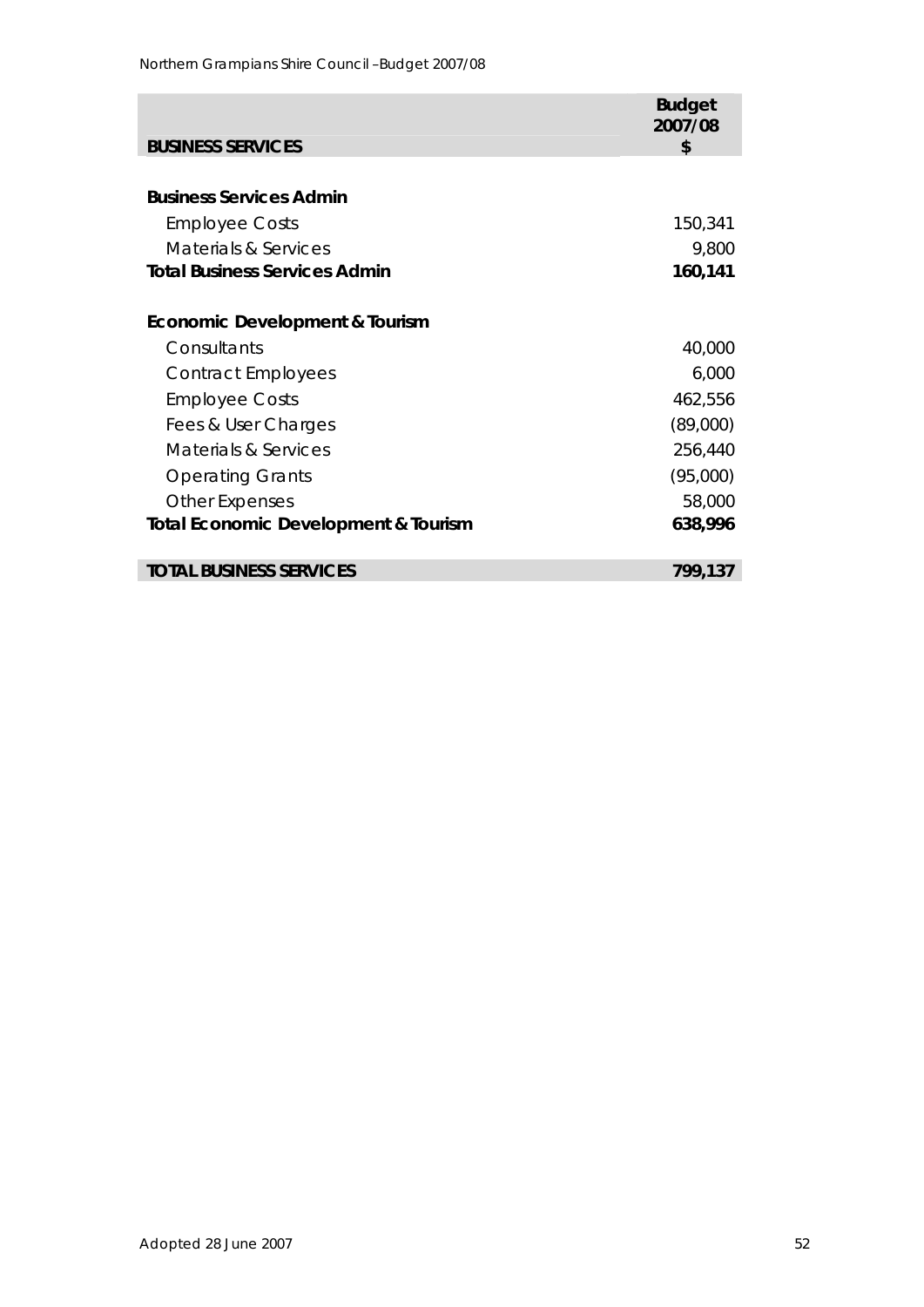| BUSINESS SERVICES | Budget 2007/08 $ |
| --- | --- |
| **Business Services Admin** | |
| Employee Costs | 150,341 |
| Materials & Services | 9,800 |
| **Total Business Services Admin** | **160,141** |
| **Economic Development & Tourism** | |
| Consultants | 40,000 |
| Contract Employees | 6,000 |
| Employee Costs | 462,556 |
| Fees & User Charges | (89,000) |
| Materials & Services | 256,440 |
| Operating Grants | (95,000) |
| Other Expenses | 58,000 |
| **Total Economic Development & Tourism** | **638,996** |
| **TOTAL BUSINESS SERVICES** | **799,137** |

Adopted 28 June 2007